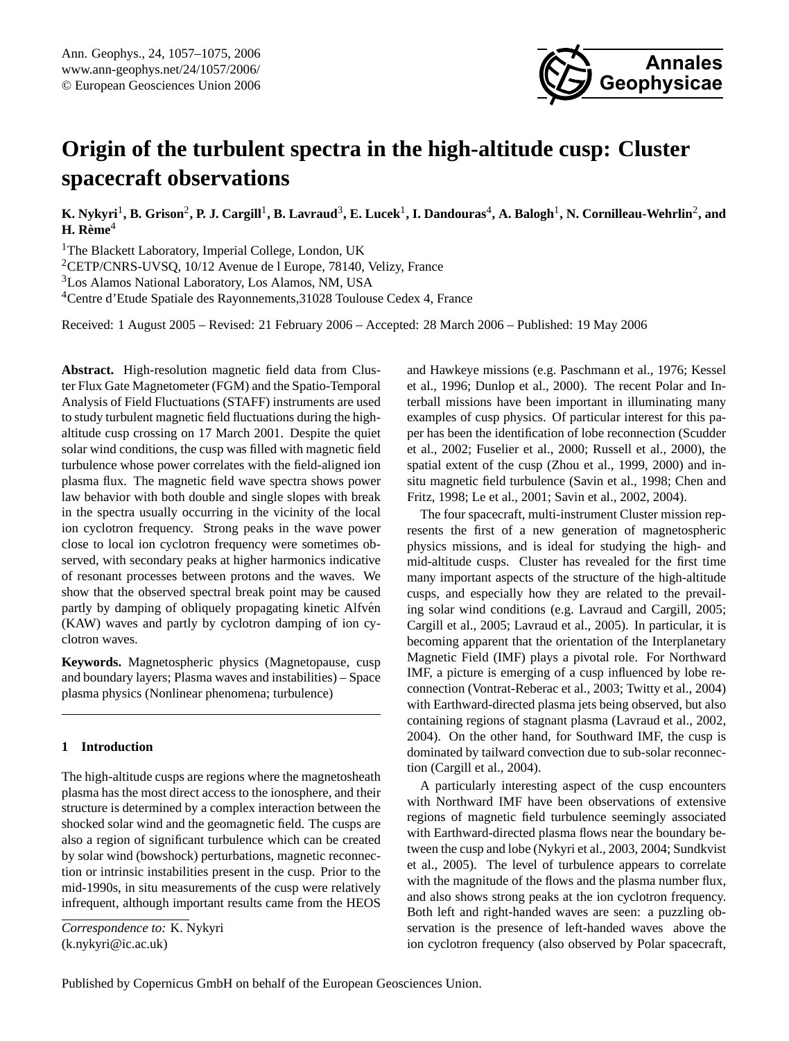# Origin of the turbulent spectra in the high-altitude cusp: Cluster spacecraft observations

**K. Nykyri[1], B. Grison[2], P. J. Cargill[1], B. Lavraud[3], E. Lucek[1], I. Dandouras[4], A. Balogh[1], N. Cornilleau-Wehrlin[2], and H. Rème[4]**

[1]The Blackett Laboratory, Imperial College, London, UK

[2]CETP/CNRS-UVSQ, 10/12 Avenue de l Europe, 78140, Velizy, France

[3]Los Alamos National Laboratory, Los Alamos, NM, USA

[4]Centre d'Etude Spatiale des Rayonnements,31028 Toulouse Cedex 4, France

Received: 1 August 2005 – Revised: 21 February 2006 – Accepted: 28 March 2006 – Published: 19 May 2006

**Abstract.** High-resolution magnetic field data from Cluster Flux Gate Magnetometer (FGM) and the Spatio-Temporal Analysis of Field Fluctuations (STAFF) instruments are used to study turbulent magnetic field fluctuations during the high-altitude cusp crossing on 17 March 2001. Despite the quiet solar wind conditions, the cusp was filled with magnetic field turbulence whose power correlates with the field-aligned ion plasma flux. The magnetic field wave spectra shows power law behavior with both double and single slopes with break in the spectra usually occurring in the vicinity of the local ion cyclotron frequency. Strong peaks in the wave power close to local ion cyclotron frequency were sometimes observed, with secondary peaks at higher harmonics indicative of resonant processes between protons and the waves. We show that the observed spectral break point may be caused partly by damping of obliquely propagating kinetic Alfvén (KAW) waves and partly by cyclotron damping of ion cyclotron waves.

**Keywords.** Magnetospheric physics (Magnetopause, cusp and boundary layers; Plasma waves and instabilities) – Space plasma physics (Nonlinear phenomena; turbulence)

## 1 Introduction

The high-altitude cusps are regions where the magnetosheath plasma has the most direct access to the ionosphere, and their structure is determined by a complex interaction between the shocked solar wind and the geomagnetic field. The cusps are also a region of significant turbulence which can be created by solar wind (bowshock) perturbations, magnetic reconnection or intrinsic instabilities present in the cusp. Prior to the mid-1990s, in situ measurements of the cusp were relatively infrequent, although important results came from the HEOS and Hawkeye missions (e.g. Paschmann et al., 1976; Kessel et al., 1996; Dunlop et al., 2000). The recent Polar and Interball missions have been important in illuminating many examples of cusp physics. Of particular interest for this paper has been the identification of lobe reconnection (Scudder et al., 2002; Fuselier et al., 2000; Russell et al., 2000), the spatial extent of the cusp (Zhou et al., 1999, 2000) and in-situ magnetic field turbulence (Savin et al., 1998; Chen and Fritz, 1998; Le et al., 2001; Savin et al., 2002, 2004).

The four spacecraft, multi-instrument Cluster mission represents the first of a new generation of magnetospheric physics missions, and is ideal for studying the high- and mid-altitude cusps. Cluster has revealed for the first time many important aspects of the structure of the high-altitude cusps, and especially how they are related to the prevailing solar wind conditions (e.g. Lavraud and Cargill, 2005; Cargill et al., 2005; Lavraud et al., 2005). In particular, it is becoming apparent that the orientation of the Interplanetary Magnetic Field (IMF) plays a pivotal role. For Northward IMF, a picture is emerging of a cusp influenced by lobe reconnection (Vontrat-Reberac et al., 2003; Twitty et al., 2004) with Earthward-directed plasma jets being observed, but also containing regions of stagnant plasma (Lavraud et al., 2002, 2004). On the other hand, for Southward IMF, the cusp is dominated by tailward convection due to sub-solar reconnection (Cargill et al., 2004).

A particularly interesting aspect of the cusp encounters with Northward IMF have been observations of extensive regions of magnetic field turbulence seemingly associated with Earthward-directed plasma flows near the boundary between the cusp and lobe (Nykyri et al., 2003, 2004; Sundkvist et al., 2005). The level of turbulence appears to correlate with the magnitude of the flows and the plasma number flux, and also shows strong peaks at the ion cyclotron frequency. Both left and right-handed waves are seen: a puzzling observation is the presence of left-handed waves above the ion cyclotron frequency (also observed by Polar spacecraft,

*Correspondence to:* K. Nykyri
(k.nykyri@ic.ac.uk)

Published by Copernicus GmbH on behalf of the European Geosciences Union.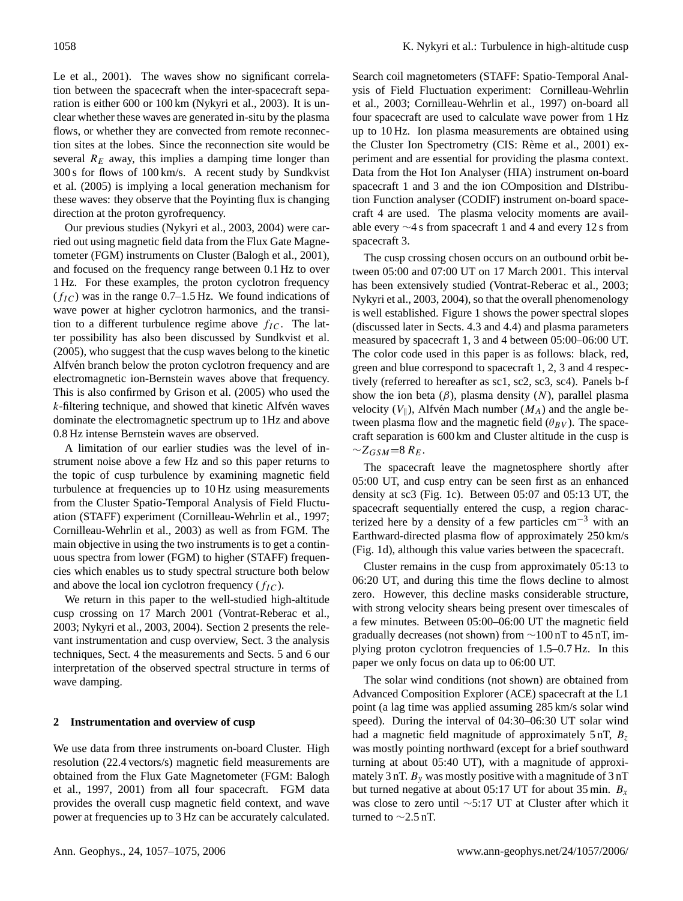Le et al., 2001). The waves show no significant correlation between the spacecraft when the inter-spacecraft separation is either 600 or 100 km (Nykyri et al., 2003). It is unclear whether these waves are generated in-situ by the plasma flows, or whether they are convected from remote reconnection sites at the lobes. Since the reconnection site would be several $R_E$ away, this implies a damping time longer than 300 s for flows of 100 km/s. A recent study by Sundkvist et al. (2005) is implying a local generation mechanism for these waves: they observe that the Poyinting flux is changing direction at the proton gyrofrequency.

Our previous studies (Nykyri et al., 2003, 2004) were carried out using magnetic field data from the Flux Gate Magnetometer (FGM) instruments on Cluster (Balogh et al., 2001), and focused on the frequency range between 0.1 Hz to over 1 Hz. For these examples, the proton cyclotron frequency ($f_{IC}$) was in the range 0.7–1.5 Hz. We found indications of wave power at higher cyclotron harmonics, and the transition to a different turbulence regime above $f_{IC}$. The latter possibility has also been discussed by Sundkvist et al. (2005), who suggest that the cusp waves belong to the kinetic Alfvén branch below the proton cyclotron frequency and are electromagnetic ion-Bernstein waves above that frequency. This is also confirmed by Grison et al. (2005) who used the $k$-filtering technique, and showed that kinetic Alfvén waves dominate the electromagnetic spectrum up to 1Hz and above 0.8 Hz intense Bernstein waves are observed.

A limitation of our earlier studies was the level of instrument noise above a few Hz and so this paper returns to the topic of cusp turbulence by examining magnetic field turbulence at frequencies up to 10 Hz using measurements from the Cluster Spatio-Temporal Analysis of Field Fluctuation (STAFF) experiment (Cornilleau-Wehrlin et al., 1997; Cornilleau-Wehrlin et al., 2003) as well as from FGM. The main objective in using the two instruments is to get a continuous spectra from lower (FGM) to higher (STAFF) frequencies which enables us to study spectral structure both below and above the local ion cyclotron frequency ($f_{IC}$).

We return in this paper to the well-studied high-altitude cusp crossing on 17 March 2001 (Vontrat-Reberac et al., 2003; Nykyri et al., 2003, 2004). Section 2 presents the relevant instrumentation and cusp overview, Sect. 3 the analysis techniques, Sect. 4 the measurements and Sects. 5 and 6 our interpretation of the observed spectral structure in terms of wave damping.

## 2 Instrumentation and overview of cusp

We use data from three instruments on-board Cluster. High resolution (22.4 vectors/s) magnetic field measurements are obtained from the Flux Gate Magnetometer (FGM: Balogh et al., 1997, 2001) from all four spacecraft. FGM data provides the overall cusp magnetic field context, and wave power at frequencies up to 3 Hz can be accurately calculated. Search coil magnetometers (STAFF: Spatio-Temporal Analysis of Field Fluctuation experiment: Cornilleau-Wehrlin et al., 2003; Cornilleau-Wehrlin et al., 1997) on-board all four spacecraft are used to calculate wave power from 1 Hz up to 10 Hz. Ion plasma measurements are obtained using the Cluster Ion Spectrometry (CIS: Rème et al., 2001) experiment and are essential for providing the plasma context. Data from the Hot Ion Analyser (HIA) instrument on-board spacecraft 1 and 3 and the ion COmposition and DIstribution Function analyser (CODIF) instrument on-board spacecraft 4 are used. The plasma velocity moments are available every ~4 s from spacecraft 1 and 4 and every 12 s from spacecraft 3.

The cusp crossing chosen occurs on an outbound orbit between 05:00 and 07:00 UT on 17 March 2001. This interval has been extensively studied (Vontrat-Reberac et al., 2003; Nykyri et al., 2003, 2004), so that the overall phenomenology is well established. Figure 1 shows the power spectral slopes (discussed later in Sects. 4.3 and 4.4) and plasma parameters measured by spacecraft 1, 3 and 4 between 05:00–06:00 UT. The color code used in this paper is as follows: black, red, green and blue correspond to spacecraft 1, 2, 3 and 4 respectively (referred to hereafter as sc1, sc2, sc3, sc4). Panels b-f show the ion beta ($\beta$), plasma density ($N$), parallel plasma velocity ($V_{\parallel}$), Alfvén Mach number ($M_A$) and the angle between plasma flow and the magnetic field ($\theta_{BV}$). The spacecraft separation is 600 km and Cluster altitude in the cusp is $\sim Z_{GSM}=8\,R_E$.

The spacecraft leave the magnetosphere shortly after 05:00 UT, and cusp entry can be seen first as an enhanced density at sc3 (Fig. 1c). Between 05:07 and 05:13 UT, the spacecraft sequentially entered the cusp, a region characterized here by a density of a few particles cm$^{-3}$ with an Earthward-directed plasma flow of approximately 250 km/s (Fig. 1d), although this value varies between the spacecraft.

Cluster remains in the cusp from approximately 05:13 to 06:20 UT, and during this time the flows decline to almost zero. However, this decline masks considerable structure, with strong velocity shears being present over timescales of a few minutes. Between 05:00–06:00 UT the magnetic field gradually decreases (not shown) from ~100 nT to 45 nT, implying proton cyclotron frequencies of 1.5–0.7 Hz. In this paper we only focus on data up to 06:00 UT.

The solar wind conditions (not shown) are obtained from Advanced Composition Explorer (ACE) spacecraft at the L1 point (a lag time was applied assuming 285 km/s solar wind speed). During the interval of 04:30–06:30 UT solar wind had a magnetic field magnitude of approximately 5 nT, $B_z$ was mostly pointing northward (except for a brief southward turning at about 05:40 UT), with a magnitude of approximately 3 nT. $B_y$ was mostly positive with a magnitude of 3 nT but turned negative at about 05:17 UT for about 35 min. $B_x$ was close to zero until ~5:17 UT at Cluster after which it turned to ~2.5 nT.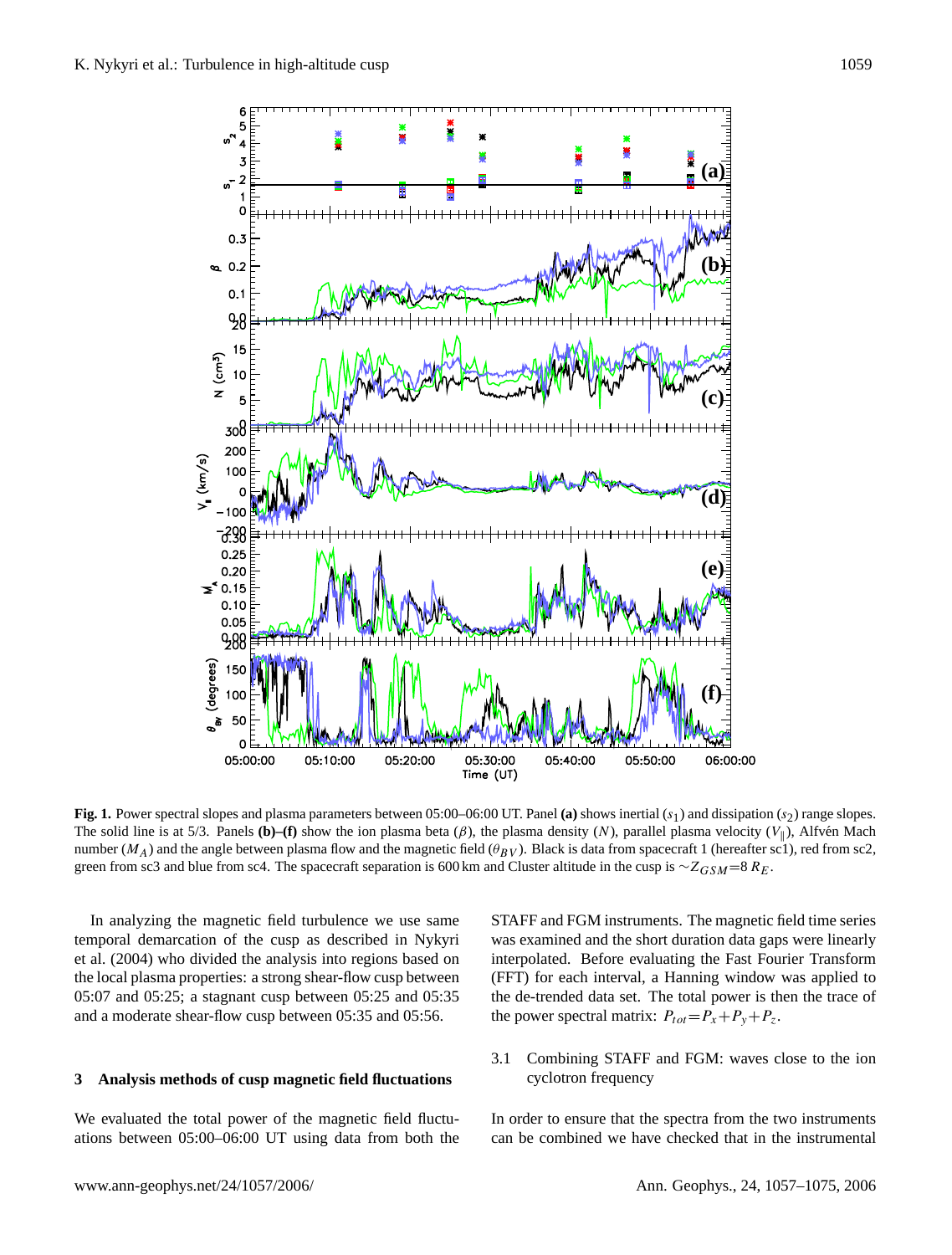6
5
$s_2$ 4
3
$s_1$ 2
1
0
(a)

0.3
$\beta$ 0.2
0.1
0.0
(b)

20
15
N (cm$^3$) 10
5
0
(c)

300
200
$V_\parallel$ (km/s) 100
0
−100
−200
(d)

0.30
0.25
0.20
$M_A$ 0.15
0.10
0.05
0.00
(e)

200
150
$\theta_{BV}$ (degrees) 100
50
0
(f)

05:00:00 05:10:00 05:20:00 05:30:00 05:40:00 05:50:00 06:00:00
Time (UT)

**Fig. 1.** Power spectral slopes and plasma parameters between 05:00–06:00 UT. Panel **(a)** shows inertial ($s_1$) and dissipation ($s_2$) range slopes. The solid line is at 5/3. Panels **(b)–(f)** show the ion plasma beta ($\beta$), the plasma density ($N$), parallel plasma velocity ($V_\parallel$), Alfvén Mach number ($M_A$) and the angle between plasma flow and the magnetic field ($\theta_{BV}$). Black is data from spacecraft 1 (hereafter sc1), red from sc2, green from sc3 and blue from sc4. The spacecraft separation is 600 km and Cluster altitude in the cusp is $\sim Z_{GSM}=8\,R_E$.

In analyzing the magnetic field turbulence we use same temporal demarcation of the cusp as described in Nykyri et al. (2004) who divided the analysis into regions based on the local plasma properties: a strong shear-flow cusp between 05:07 and 05:25; a stagnant cusp between 05:25 and 05:35 and a moderate shear-flow cusp between 05:35 and 05:56.

## 3 Analysis methods of cusp magnetic field fluctuations

We evaluated the total power of the magnetic field fluctuations between 05:00–06:00 UT using data from both the STAFF and FGM instruments. The magnetic field time series was examined and the short duration data gaps were linearly interpolated. Before evaluating the Fast Fourier Transform (FFT) for each interval, a Hanning window was applied to the de-trended data set. The total power is then the trace of the power spectral matrix: $P_{tot}=P_x+P_y+P_z$.

### 3.1 Combining STAFF and FGM: waves close to the ion cyclotron frequency

In order to ensure that the spectra from the two instruments can be combined we have checked that in the instrumental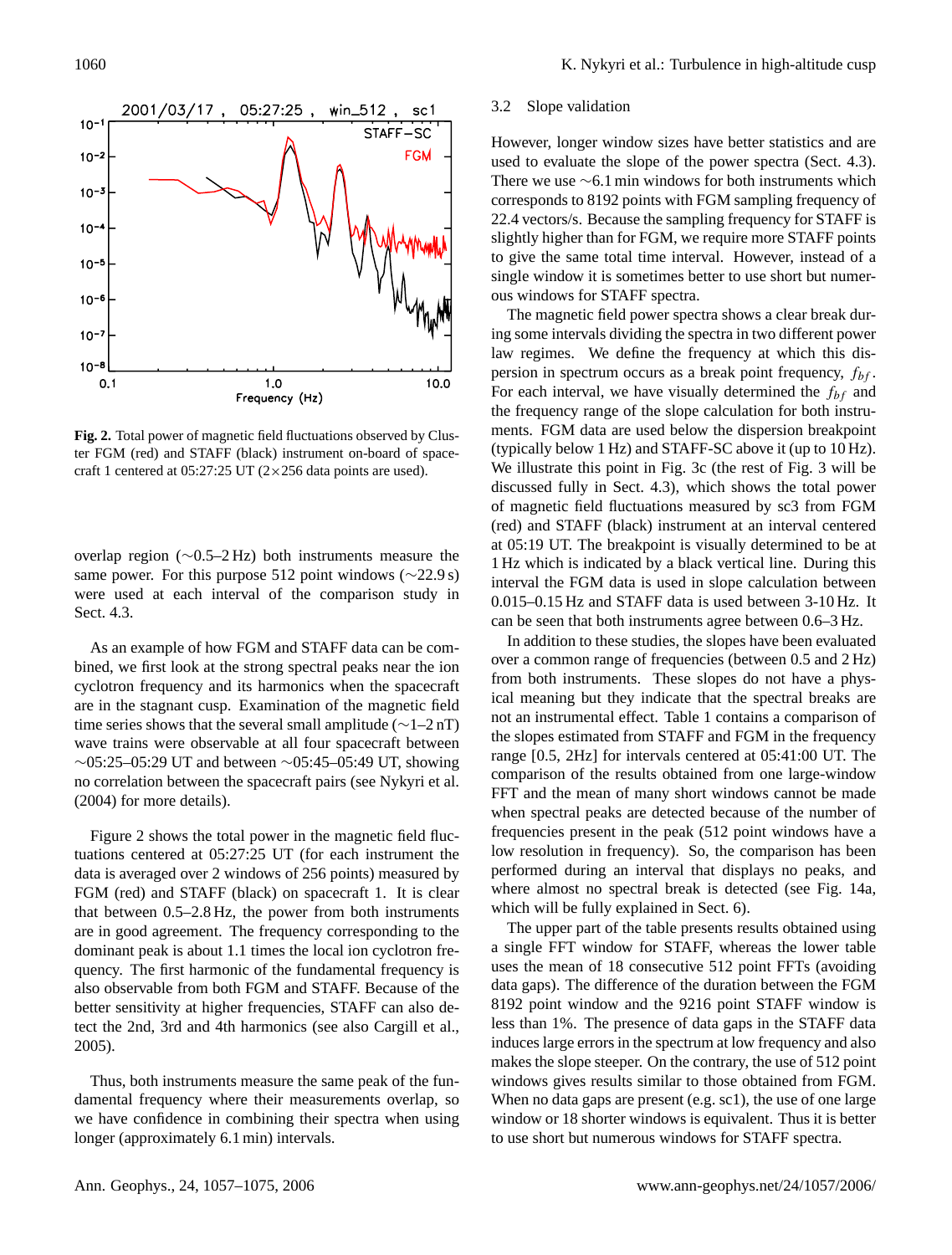2001/03/17 , 05:27:25 , win_512 , sc1

STAFF−SC

FGM

$10^{-1}$

$10^{-2}$

$10^{-3}$

$10^{-4}$

$10^{-5}$

$10^{-6}$

$10^{-7}$

$10^{-8}$

0.1

1.0

10.0

Frequency (Hz)

**Fig. 2.** Total power of magnetic field fluctuations observed by Cluster FGM (red) and STAFF (black) instrument on-board of spacecraft 1 centered at 05:27:25 UT (2×256 data points are used).

overlap region (∼0.5–2 Hz) both instruments measure the same power. For this purpose 512 point windows (∼22.9 s) were used at each interval of the comparison study in Sect. 4.3.

As an example of how FGM and STAFF data can be combined, we first look at the strong spectral peaks near the ion cyclotron frequency and its harmonics when the spacecraft are in the stagnant cusp. Examination of the magnetic field time series shows that the several small amplitude (∼1–2 nT) wave trains were observable at all four spacecraft between ∼05:25–05:29 UT and between ∼05:45–05:49 UT, showing no correlation between the spacecraft pairs (see Nykyri et al. (2004) for more details).

Figure 2 shows the total power in the magnetic field fluctuations centered at 05:27:25 UT (for each instrument the data is averaged over 2 windows of 256 points) measured by FGM (red) and STAFF (black) on spacecraft 1. It is clear that between 0.5–2.8 Hz, the power from both instruments are in good agreement. The frequency corresponding to the dominant peak is about 1.1 times the local ion cyclotron frequency. The first harmonic of the fundamental frequency is also observable from both FGM and STAFF. Because of the better sensitivity at higher frequencies, STAFF can also detect the 2nd, 3rd and 4th harmonics (see also Cargill et al., 2005).

Thus, both instruments measure the same peak of the fundamental frequency where their measurements overlap, so we have confidence in combining their spectra when using longer (approximately 6.1 min) intervals.

### 3.2 Slope validation

However, longer window sizes have better statistics and are used to evaluate the slope of the power spectra (Sect. 4.3). There we use ∼6.1 min windows for both instruments which corresponds to 8192 points with FGM sampling frequency of 22.4 vectors/s. Because the sampling frequency for STAFF is slightly higher than for FGM, we require more STAFF points to give the same total time interval. However, instead of a single window it is sometimes better to use short but numerous windows for STAFF spectra.

The magnetic field power spectra shows a clear break during some intervals dividing the spectra in two different power law regimes. We define the frequency at which this dispersion in spectrum occurs as a break point frequency, $f_{bf}$. For each interval, we have visually determined the $f_{bf}$ and the frequency range of the slope calculation for both instruments. FGM data are used below the dispersion breakpoint (typically below 1 Hz) and STAFF-SC above it (up to 10 Hz). We illustrate this point in Fig. 3c (the rest of Fig. 3 will be discussed fully in Sect. 4.3), which shows the total power of magnetic field fluctuations measured by sc3 from FGM (red) and STAFF (black) instrument at an interval centered at 05:19 UT. The breakpoint is visually determined to be at 1 Hz which is indicated by a black vertical line. During this interval the FGM data is used in slope calculation between 0.015–0.15 Hz and STAFF data is used between 3-10 Hz. It can be seen that both instruments agree between 0.6–3 Hz.

In addition to these studies, the slopes have been evaluated over a common range of frequencies (between 0.5 and 2 Hz) from both instruments. These slopes do not have a physical meaning but they indicate that the spectral breaks are not an instrumental effect. Table 1 contains a comparison of the slopes estimated from STAFF and FGM in the frequency range [0.5, 2Hz] for intervals centered at 05:41:00 UT. The comparison of the results obtained from one large-window FFT and the mean of many short windows cannot be made when spectral peaks are detected because of the number of frequencies present in the peak (512 point windows have a low resolution in frequency). So, the comparison has been performed during an interval that displays no peaks, and where almost no spectral break is detected (see Fig. 14a, which will be fully explained in Sect. 6).

The upper part of the table presents results obtained using a single FFT window for STAFF, whereas the lower table uses the mean of 18 consecutive 512 point FFTs (avoiding data gaps). The difference of the duration between the FGM 8192 point window and the 9216 point STAFF window is less than 1%. The presence of data gaps in the STAFF data induces large errors in the spectrum at low frequency and also makes the slope steeper. On the contrary, the use of 512 point windows gives results similar to those obtained from FGM. When no data gaps are present (e.g. sc1), the use of one large window or 18 shorter windows is equivalent. Thus it is better to use short but numerous windows for STAFF spectra.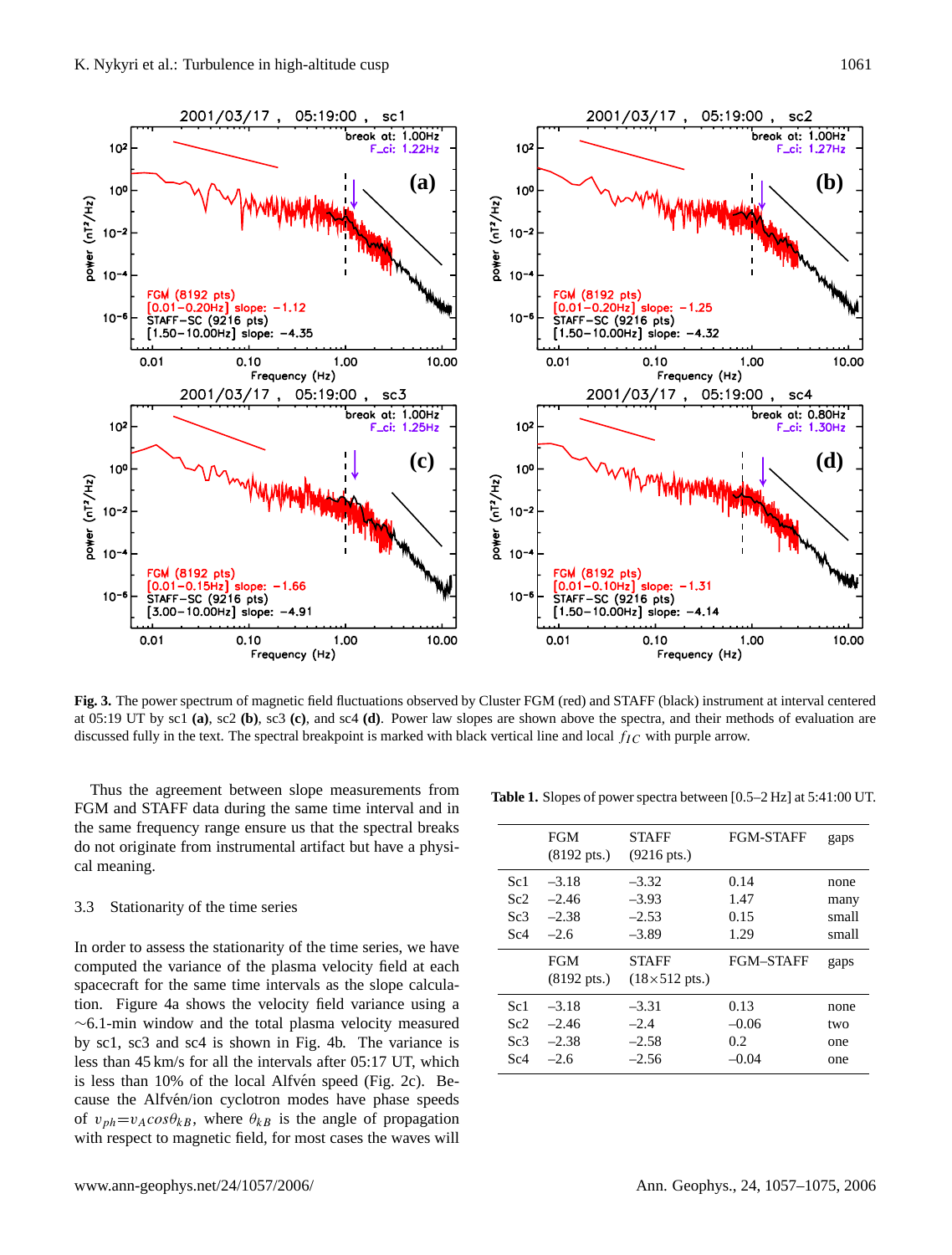2001/03/17 , 05:19:00 , sc1

break at: 1.00Hz
F_ci: 1.22Hz

(a)

power (nT²/Hz)

$10^2$
$10^0$
$10^{-2}$
$10^{-4}$
$10^{-6}$

FGM (8192 pts)
[0.01–0.20Hz] slope: –1.12
STAFF-SC (9216 pts)
[1.50–10.00Hz] slope: –4.35

0.01 0.10 1.00 10.00
Frequency (Hz)

2001/03/17 , 05:19:00 , sc2

break at: 1.00Hz
F_ci: 1.27Hz

(b)

power (nT²/Hz)

$10^2$
$10^0$
$10^{-2}$
$10^{-4}$
$10^{-6}$

FGM (8192 pts)
[0.01–0.20Hz] slope: –1.25
STAFF-SC (9216 pts)
[1.50–10.00Hz] slope: –4.32

0.01 0.10 1.00 10.00
Frequency (Hz)

2001/03/17 , 05:19:00 , sc3

break at: 1.00Hz
F_ci: 1.25Hz

(c)

power (nT²/Hz)

$10^2$
$10^0$
$10^{-2}$
$10^{-4}$
$10^{-6}$

FGM (8192 pts)
[0.01–0.15Hz] slope: –1.66
STAFF-SC (9216 pts)
[3.00–10.00Hz] slope: –4.91

0.01 0.10 1.00 10.00
Frequency (Hz)

2001/03/17 , 05:19:00 , sc4

break at: 0.80Hz
F_ci: 1.30Hz

(d)

power (nT²/Hz)

$10^2$
$10^0$
$10^{-2}$
$10^{-4}$
$10^{-6}$

FGM (8192 pts)
[0.01–0.10Hz] slope: –1.31
STAFF-SC (9216 pts)
[1.50–10.00Hz] slope: –4.14

0.01 0.10 1.00 10.00
Frequency (Hz)

**Fig. 3.** The power spectrum of magnetic field fluctuations observed by Cluster FGM (red) and STAFF (black) instrument at interval centered at 05:19 UT by sc1 **(a)**, sc2 **(b)**, sc3 **(c)**, and sc4 **(d)**. Power law slopes are shown above the spectra, and their methods of evaluation are discussed fully in the text. The spectral breakpoint is marked with black vertical line and local $f_{IC}$ with purple arrow.

Thus the agreement between slope measurements from FGM and STAFF data during the same time interval and in the same frequency range ensure us that the spectral breaks do not originate from instrumental artifact but have a physical meaning.

### 3.3 Stationarity of the time series

In order to assess the stationarity of the time series, we have computed the variance of the plasma velocity field at each spacecraft for the same time intervals as the slope calculation. Figure 4a shows the velocity field variance using a ∼6.1-min window and the total plasma velocity measured by sc1, sc3 and sc4 is shown in Fig. 4b. The variance is less than 45 km/s for all the intervals after 05:17 UT, which is less than 10% of the local Alfvén speed (Fig. 2c). Because the Alfvén/ion cyclotron modes have phase speeds of $v_{ph}=v_A cos\theta_{kB}$, where $\theta_{kB}$ is the angle of propagation with respect to magnetic field, for most cases the waves will

**Table 1.** Slopes of power spectra between [0.5–2 Hz] at 5:41:00 UT.

| | FGM (8192 pts.) | STAFF (9216 pts.) | FGM-STAFF | gaps |
|---|---|---|---|---|
| Sc1 | –3.18 | –3.32 | 0.14 | none |
| Sc2 | –2.46 | –3.93 | 1.47 | many |
| Sc3 | –2.38 | –2.53 | 0.15 | small |
| Sc4 | –2.6 | –3.89 | 1.29 | small |
| | FGM (8192 pts.) | STAFF (18×512 pts.) | FGM–STAFF | gaps |
| Sc1 | –3.18 | –3.31 | 0.13 | none |
| Sc2 | –2.46 | –2.4 | –0.06 | two |
| Sc3 | –2.38 | –2.58 | 0.2 | one |
| Sc4 | –2.6 | –2.56 | –0.04 | one |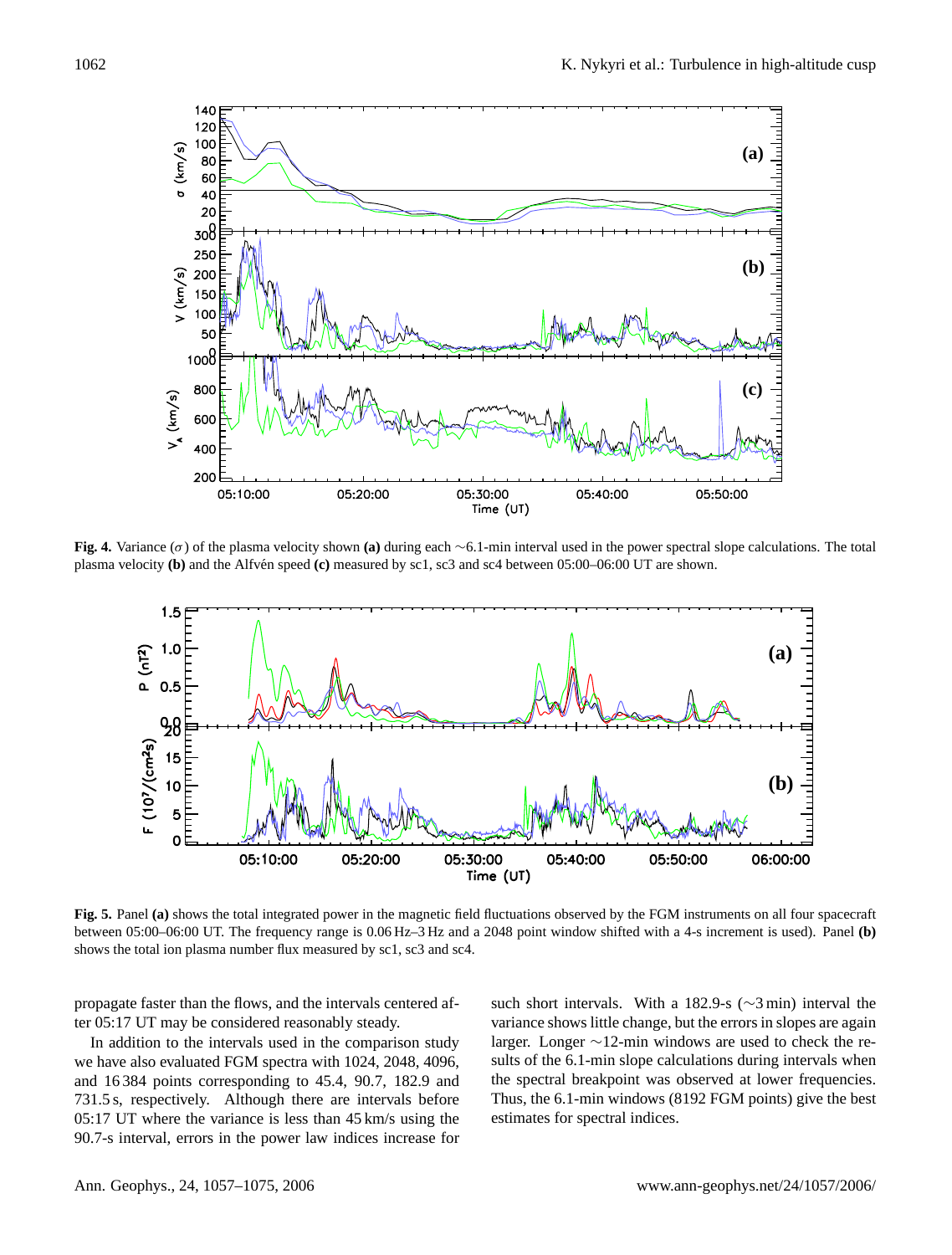140
120
100
80
60
40
20
0
σ (km/s)
(a)

300
250
200
150
100
50
0
V (km/s)
(b)

1000
800
600
400
200
$V_A$ (km/s)
(c)

05:10:00
05:20:00
05:30:00
05:40:00
05:50:00
Time (UT)

**Fig. 4.** Variance ($\sigma$) of the plasma velocity shown **(a)** during each ~6.1-min interval used in the power spectral slope calculations. The total plasma velocity **(b)** and the Alfvén speed **(c)** measured by sc1, sc3 and sc4 between 05:00–06:00 UT are shown.

1.5
1.0
0.5
0.0
P (nT²)
(a)

20
15
10
5
0
F ($10^7$/(cm²s))
(b)

05:10:00
05:20:00
05:30:00
05:40:00
05:50:00
06:00:00
Time (UT)

**Fig. 5.** Panel **(a)** shows the total integrated power in the magnetic field fluctuations observed by the FGM instruments on all four spacecraft between 05:00–06:00 UT. The frequency range is 0.06 Hz–3 Hz and a 2048 point window shifted with a 4-s increment is used). Panel **(b)** shows the total ion plasma number flux measured by sc1, sc3 and sc4.

propagate faster than the flows, and the intervals centered after 05:17 UT may be considered reasonably steady.

In addition to the intervals used in the comparison study we have also evaluated FGM spectra with 1024, 2048, 4096, and 16 384 points corresponding to 45.4, 90.7, 182.9 and 731.5 s, respectively. Although there are intervals before 05:17 UT where the variance is less than 45 km/s using the 90.7-s interval, errors in the power law indices increase for such short intervals. With a 182.9-s (~3 min) interval the variance shows little change, but the errors in slopes are again larger. Longer ~12-min windows are used to check the results of the 6.1-min slope calculations during intervals when the spectral breakpoint was observed at lower frequencies. Thus, the 6.1-min windows (8192 FGM points) give the best estimates for spectral indices.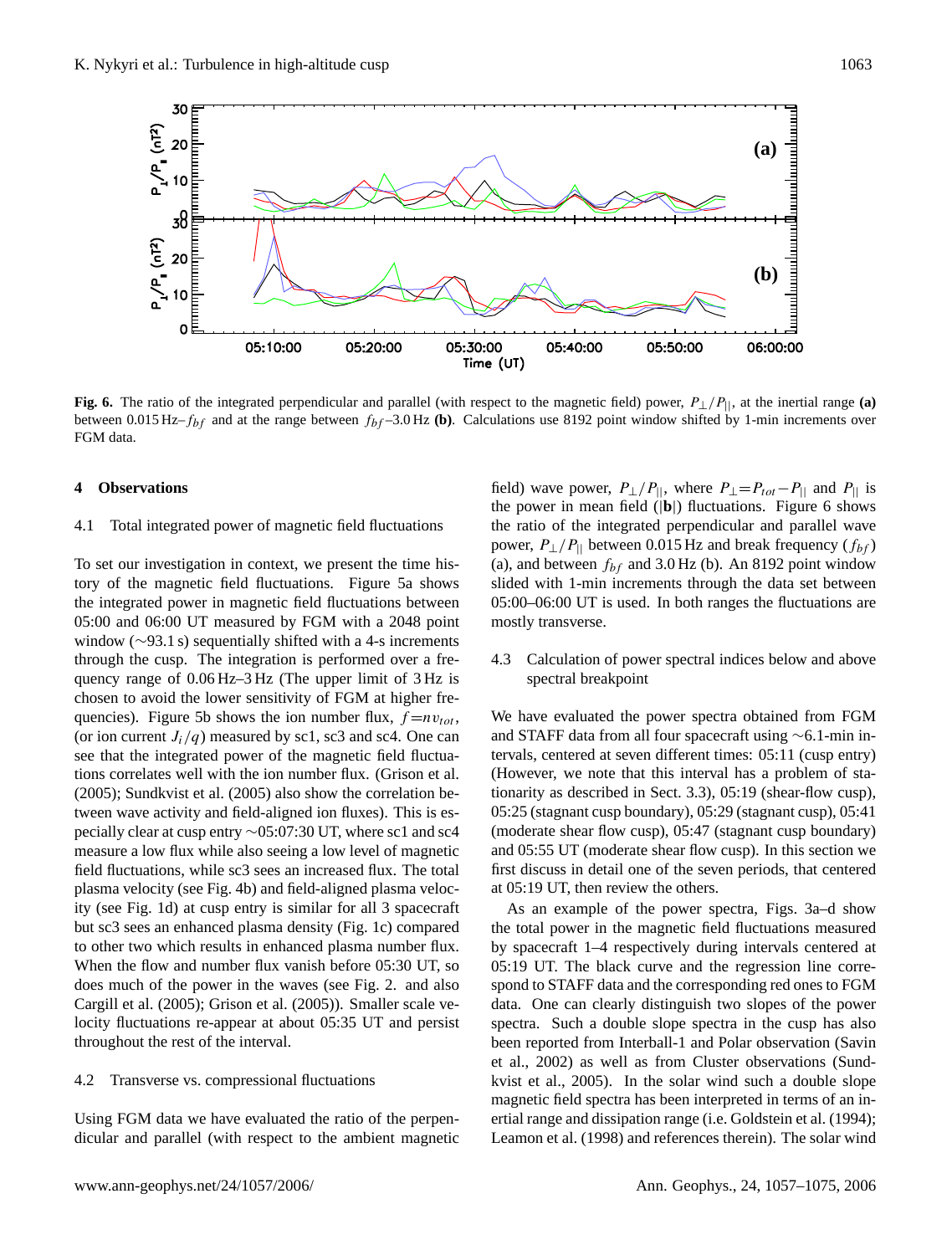30
20
10
0
$P_\perp/P_\parallel$ (nT$^2$)
(a)

30
20
10
0
$P_\perp/P_\parallel$ (nT$^2$)
(b)

05:10:00 05:20:00 05:30:00 05:40:00 05:50:00 06:00:00
Time (UT)

**Fig. 6.** The ratio of the integrated perpendicular and parallel (with respect to the magnetic field) power, $P_\perp/P_{||}$, at the inertial range **(a)** between 0.015 Hz–$f_{bf}$ and at the range between $f_{bf}$–3.0 Hz **(b)**. Calculations use 8192 point window shifted by 1-min increments over FGM data.

## 4 Observations

### 4.1 Total integrated power of magnetic field fluctuations

To set our investigation in context, we present the time history of the magnetic field fluctuations. Figure 5a shows the integrated power in magnetic field fluctuations between 05:00 and 06:00 UT measured by FGM with a 2048 point window (~93.1 s) sequentially shifted with a 4-s increments through the cusp. The integration is performed over a frequency range of 0.06 Hz–3 Hz (The upper limit of 3 Hz is chosen to avoid the lower sensitivity of FGM at higher frequencies). Figure 5b shows the ion number flux, $f=nv_{tot}$, (or ion current $J_i/q$) measured by sc1, sc3 and sc4. One can see that the integrated power of the magnetic field fluctuations correlates well with the ion number flux. (Grison et al. (2005); Sundkvist et al. (2005) also show the correlation between wave activity and field-aligned ion fluxes). This is especially clear at cusp entry ~05:07:30 UT, where sc1 and sc4 measure a low flux while also seeing a low level of magnetic field fluctuations, while sc3 sees an increased flux. The total plasma velocity (see Fig. 4b) and field-aligned plasma velocity (see Fig. 1d) at cusp entry is similar for all 3 spacecraft but sc3 sees an enhanced plasma density (Fig. 1c) compared to other two which results in enhanced plasma number flux. When the flow and number flux vanish before 05:30 UT, so does much of the power in the waves (see Fig. 2. and also Cargill et al. (2005); Grison et al. (2005)). Smaller scale velocity fluctuations re-appear at about 05:35 UT and persist throughout the rest of the interval.

### 4.2 Transverse vs. compressional fluctuations

Using FGM data we have evaluated the ratio of the perpendicular and parallel (with respect to the ambient magnetic field) wave power, $P_\perp/P_{||}$, where $P_\perp=P_{tot}-P_{||}$ and $P_{||}$ is the power in mean field (|**b**|) fluctuations. Figure 6 shows the ratio of the integrated perpendicular and parallel wave power, $P_\perp/P_{||}$ between 0.015 Hz and break frequency ($f_{bf}$) (a), and between $f_{bf}$ and 3.0 Hz (b). An 8192 point window slided with 1-min increments through the data set between 05:00–06:00 UT is used. In both ranges the fluctuations are mostly transverse.

### 4.3 Calculation of power spectral indices below and above spectral breakpoint

We have evaluated the power spectra obtained from FGM and STAFF data from all four spacecraft using ~6.1-min intervals, centered at seven different times: 05:11 (cusp entry) (However, we note that this interval has a problem of stationarity as described in Sect. 3.3), 05:19 (shear-flow cusp), 05:25 (stagnant cusp boundary), 05:29 (stagnant cusp), 05:41 (moderate shear flow cusp), 05:47 (stagnant cusp boundary) and 05:55 UT (moderate shear flow cusp). In this section we first discuss in detail one of the seven periods, that centered at 05:19 UT, then review the others.

As an example of the power spectra, Figs. 3a–d show the total power in the magnetic field fluctuations measured by spacecraft 1–4 respectively during intervals centered at 05:19 UT. The black curve and the regression line correspond to STAFF data and the corresponding red ones to FGM data. One can clearly distinguish two slopes of the power spectra. Such a double slope spectra in the cusp has also been reported from Interball-1 and Polar observation (Savin et al., 2002) as well as from Cluster observations (Sundkvist et al., 2005). In the solar wind such a double slope magnetic field spectra has been interpreted in terms of an inertial range and dissipation range (i.e. Goldstein et al. (1994); Leamon et al. (1998) and references therein). The solar wind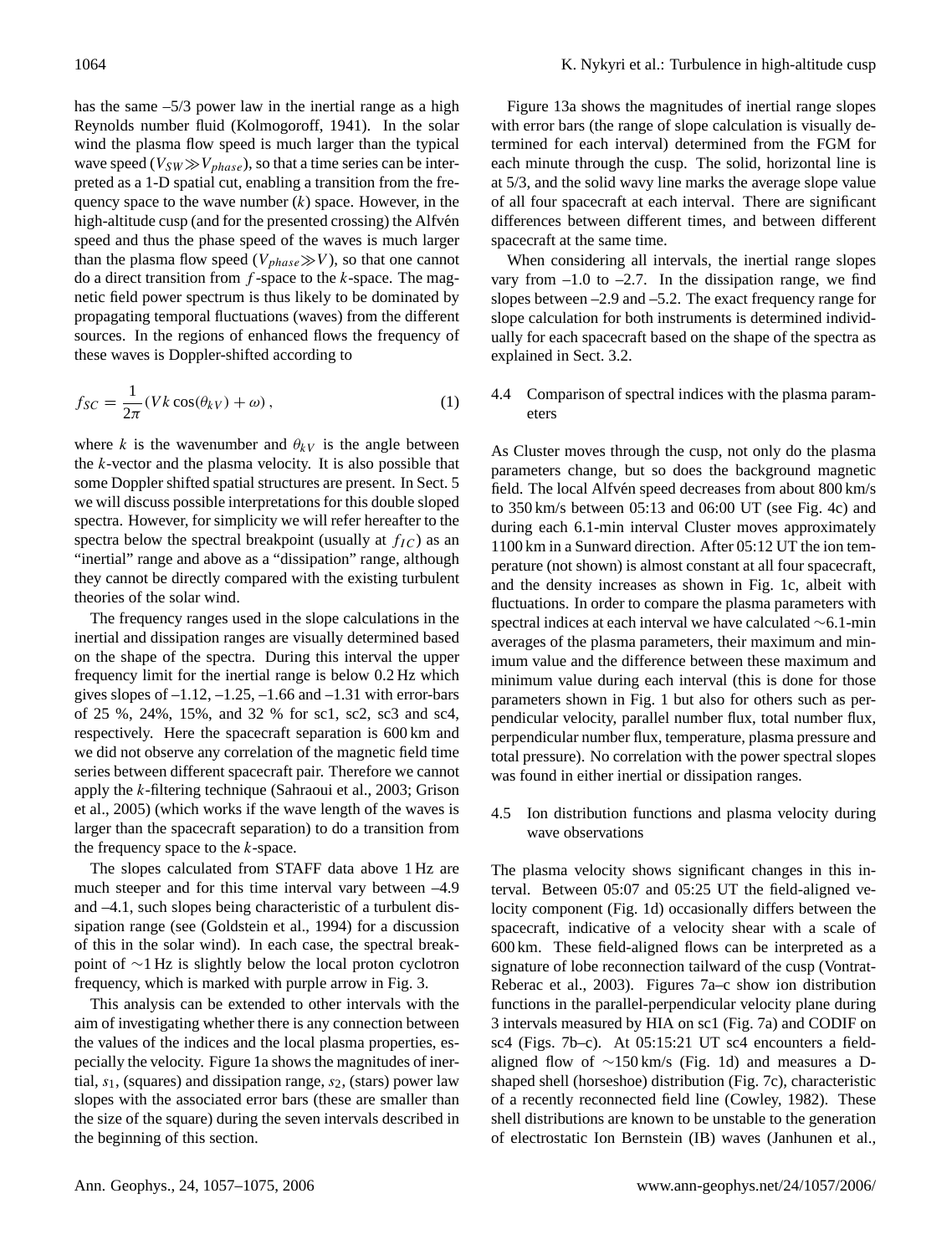has the same –5/3 power law in the inertial range as a high Reynolds number fluid (Kolmogoroff, 1941). In the solar wind the plasma flow speed is much larger than the typical wave speed ($V_{SW} \gg V_{phase}$), so that a time series can be interpreted as a 1-D spatial cut, enabling a transition from the frequency space to the wave number ($k$) space. However, in the high-altitude cusp (and for the presented crossing) the Alfvén speed and thus the phase speed of the waves is much larger than the plasma flow speed ($V_{phase} \gg V$), so that one cannot do a direct transition from $f$-space to the $k$-space. The magnetic field power spectrum is thus likely to be dominated by propagating temporal fluctuations (waves) from the different sources. In the regions of enhanced flows the frequency of these waves is Doppler-shifted according to

$$f_{SC} = \frac{1}{2\pi}(Vk\cos(\theta_{kV}) + \omega), \tag{1}$$

where $k$ is the wavenumber and $\theta_{kV}$ is the angle between the $k$-vector and the plasma velocity. It is also possible that some Doppler shifted spatial structures are present. In Sect. 5 we will discuss possible interpretations for this double sloped spectra. However, for simplicity we will refer hereafter to the spectra below the spectral breakpoint (usually at $f_{IC}$) as an "inertial" range and above as a "dissipation" range, although they cannot be directly compared with the existing turbulent theories of the solar wind.

The frequency ranges used in the slope calculations in the inertial and dissipation ranges are visually determined based on the shape of the spectra. During this interval the upper frequency limit for the inertial range is below 0.2 Hz which gives slopes of –1.12, –1.25, –1.66 and –1.31 with error-bars of 25 %, 24%, 15%, and 32 % for sc1, sc2, sc3 and sc4, respectively. Here the spacecraft separation is 600 km and we did not observe any correlation of the magnetic field time series between different spacecraft pair. Therefore we cannot apply the $k$-filtering technique (Sahraoui et al., 2003; Grison et al., 2005) (which works if the wave length of the waves is larger than the spacecraft separation) to do a transition from the frequency space to the $k$-space.

The slopes calculated from STAFF data above 1 Hz are much steeper and for this time interval vary between –4.9 and –4.1, such slopes being characteristic of a turbulent dissipation range (see (Goldstein et al., 1994) for a discussion of this in the solar wind). In each case, the spectral breakpoint of ∼1 Hz is slightly below the local proton cyclotron frequency, which is marked with purple arrow in Fig. 3.

This analysis can be extended to other intervals with the aim of investigating whether there is any connection between the values of the indices and the local plasma properties, especially the velocity. Figure 1a shows the magnitudes of inertial, $s_1$, (squares) and dissipation range, $s_2$, (stars) power law slopes with the associated error bars (these are smaller than the size of the square) during the seven intervals described in the beginning of this section.

Figure 13a shows the magnitudes of inertial range slopes with error bars (the range of slope calculation is visually determined for each interval) determined from the FGM for each minute through the cusp. The solid, horizontal line is at 5/3, and the solid wavy line marks the average slope value of all four spacecraft at each interval. There are significant differences between different times, and between different spacecraft at the same time.

When considering all intervals, the inertial range slopes vary from –1.0 to –2.7. In the dissipation range, we find slopes between –2.9 and –5.2. The exact frequency range for slope calculation for both instruments is determined individually for each spacecraft based on the shape of the spectra as explained in Sect. 3.2.

### 4.4 Comparison of spectral indices with the plasma parameters

As Cluster moves through the cusp, not only do the plasma parameters change, but so does the background magnetic field. The local Alfvén speed decreases from about 800 km/s to 350 km/s between 05:13 and 06:00 UT (see Fig. 4c) and during each 6.1-min interval Cluster moves approximately 1100 km in a Sunward direction. After 05:12 UT the ion temperature (not shown) is almost constant at all four spacecraft, and the density increases as shown in Fig. 1c, albeit with fluctuations. In order to compare the plasma parameters with spectral indices at each interval we have calculated ∼6.1-min averages of the plasma parameters, their maximum and minimum value and the difference between these maximum and minimum value during each interval (this is done for those parameters shown in Fig. 1 but also for others such as perpendicular velocity, parallel number flux, total number flux, perpendicular number flux, temperature, plasma pressure and total pressure). No correlation with the power spectral slopes was found in either inertial or dissipation ranges.

### 4.5 Ion distribution functions and plasma velocity during wave observations

The plasma velocity shows significant changes in this interval. Between 05:07 and 05:25 UT the field-aligned velocity component (Fig. 1d) occasionally differs between the spacecraft, indicative of a velocity shear with a scale of 600 km. These field-aligned flows can be interpreted as a signature of lobe reconnection tailward of the cusp (Vontrat-Reberac et al., 2003). Figures 7a–c show ion distribution functions in the parallel-perpendicular velocity plane during 3 intervals measured by HIA on sc1 (Fig. 7a) and CODIF on sc4 (Figs. 7b–c). At 05:15:21 UT sc4 encounters a field-aligned flow of ∼150 km/s (Fig. 1d) and measures a D-shaped shell (horseshoe) distribution (Fig. 7c), characteristic of a recently reconnected field line (Cowley, 1982). These shell distributions are known to be unstable to the generation of electrostatic Ion Bernstein (IB) waves (Janhunen et al.,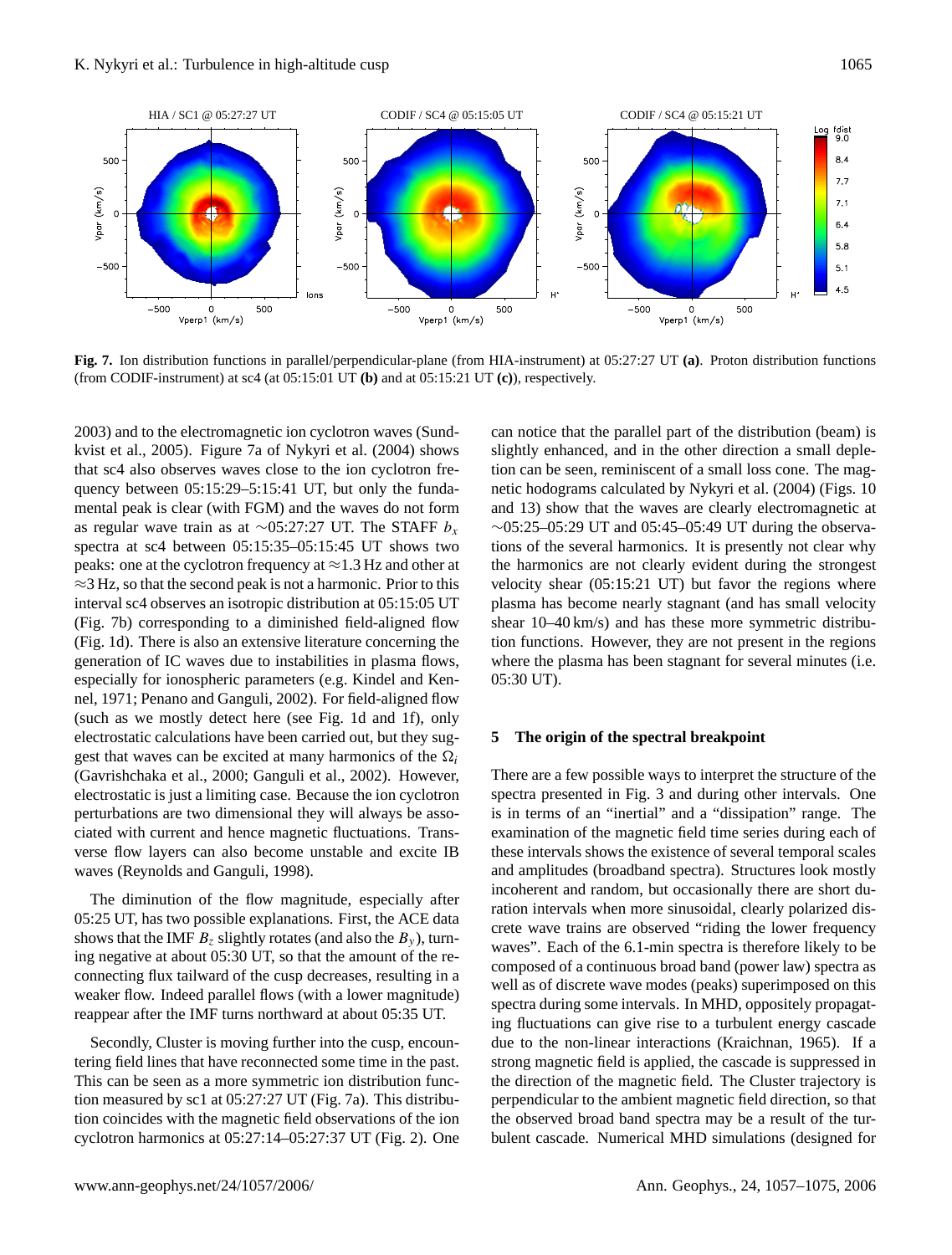HIA / SC1 @ 05:27:27 UT

CODIF / SC4 @ 05:15:05 UT

CODIF / SC4 @ 05:15:21 UT

Vpar (km/s)

Vperp1 (km/s)

500

0

−500

Ions

H⁺

Log fdist

9.0

8.4

7.7

7.1

6.4

5.8

5.1

4.5

**Fig. 7.** Ion distribution functions in parallel/perpendicular-plane (from HIA-instrument) at 05:27:27 UT **(a)**. Proton distribution functions (from CODIF-instrument) at sc4 (at 05:15:01 UT **(b)** and at 05:15:21 UT **(c)**), respectively.

2003) and to the electromagnetic ion cyclotron waves (Sundkvist et al., 2005). Figure 7a of Nykyri et al. (2004) shows that sc4 also observes waves close to the ion cyclotron frequency between 05:15:29–5:15:41 UT, but only the fundamental peak is clear (with FGM) and the waves do not form as regular wave train as at ∼05:27:27 UT. The STAFF $b_x$ spectra at sc4 between 05:15:35–05:15:45 UT shows two peaks: one at the cyclotron frequency at ≈1.3 Hz and other at ≈3 Hz, so that the second peak is not a harmonic. Prior to this interval sc4 observes an isotropic distribution at 05:15:05 UT (Fig. 7b) corresponding to a diminished field-aligned flow (Fig. 1d). There is also an extensive literature concerning the generation of IC waves due to instabilities in plasma flows, especially for ionospheric parameters (e.g. Kindel and Kennel, 1971; Penano and Ganguli, 2002). For field-aligned flow (such as we mostly detect here (see Fig. 1d and 1f), only electrostatic calculations have been carried out, but they suggest that waves can be excited at many harmonics of the $\Omega_i$ (Gavrishchaka et al., 2000; Ganguli et al., 2002). However, electrostatic is just a limiting case. Because the ion cyclotron perturbations are two dimensional they will always be associated with current and hence magnetic fluctuations. Transverse flow layers can also become unstable and excite IB waves (Reynolds and Ganguli, 1998).

The diminution of the flow magnitude, especially after 05:25 UT, has two possible explanations. First, the ACE data shows that the IMF $B_z$ slightly rotates (and also the $B_y$), turning negative at about 05:30 UT, so that the amount of the reconnecting flux tailward of the cusp decreases, resulting in a weaker flow. Indeed parallel flows (with a lower magnitude) reappear after the IMF turns northward at about 05:35 UT.

Secondly, Cluster is moving further into the cusp, encountering field lines that have reconnected some time in the past. This can be seen as a more symmetric ion distribution function measured by sc1 at 05:27:27 UT (Fig. 7a). This distribution coincides with the magnetic field observations of the ion cyclotron harmonics at 05:27:14–05:27:37 UT (Fig. 2). One can notice that the parallel part of the distribution (beam) is slightly enhanced, and in the other direction a small depletion can be seen, reminiscent of a small loss cone. The magnetic hodograms calculated by Nykyri et al. (2004) (Figs. 10 and 13) show that the waves are clearly electromagnetic at ∼05:25–05:29 UT and 05:45–05:49 UT during the observations of the several harmonics. It is presently not clear why the harmonics are not clearly evident during the strongest velocity shear (05:15:21 UT) but favor the regions where plasma has become nearly stagnant (and has small velocity shear 10–40 km/s) and has these more symmetric distribution functions. However, they are not present in the regions where the plasma has been stagnant for several minutes (i.e. 05:30 UT).

## 5 The origin of the spectral breakpoint

There are a few possible ways to interpret the structure of the spectra presented in Fig. 3 and during other intervals. One is in terms of an "inertial" and a "dissipation" range. The examination of the magnetic field time series during each of these intervals shows the existence of several temporal scales and amplitudes (broadband spectra). Structures look mostly incoherent and random, but occasionally there are short duration intervals when more sinusoidal, clearly polarized discrete wave trains are observed "riding the lower frequency waves". Each of the 6.1-min spectra is therefore likely to be composed of a continuous broad band (power law) spectra as well as of discrete wave modes (peaks) superimposed on this spectra during some intervals. In MHD, oppositely propagating fluctuations can give rise to a turbulent energy cascade due to the non-linear interactions (Kraichnan, 1965). If a strong magnetic field is applied, the cascade is suppressed in the direction of the magnetic field. The Cluster trajectory is perpendicular to the ambient magnetic field direction, so that the observed broad band spectra may be a result of the turbulent cascade. Numerical MHD simulations (designed for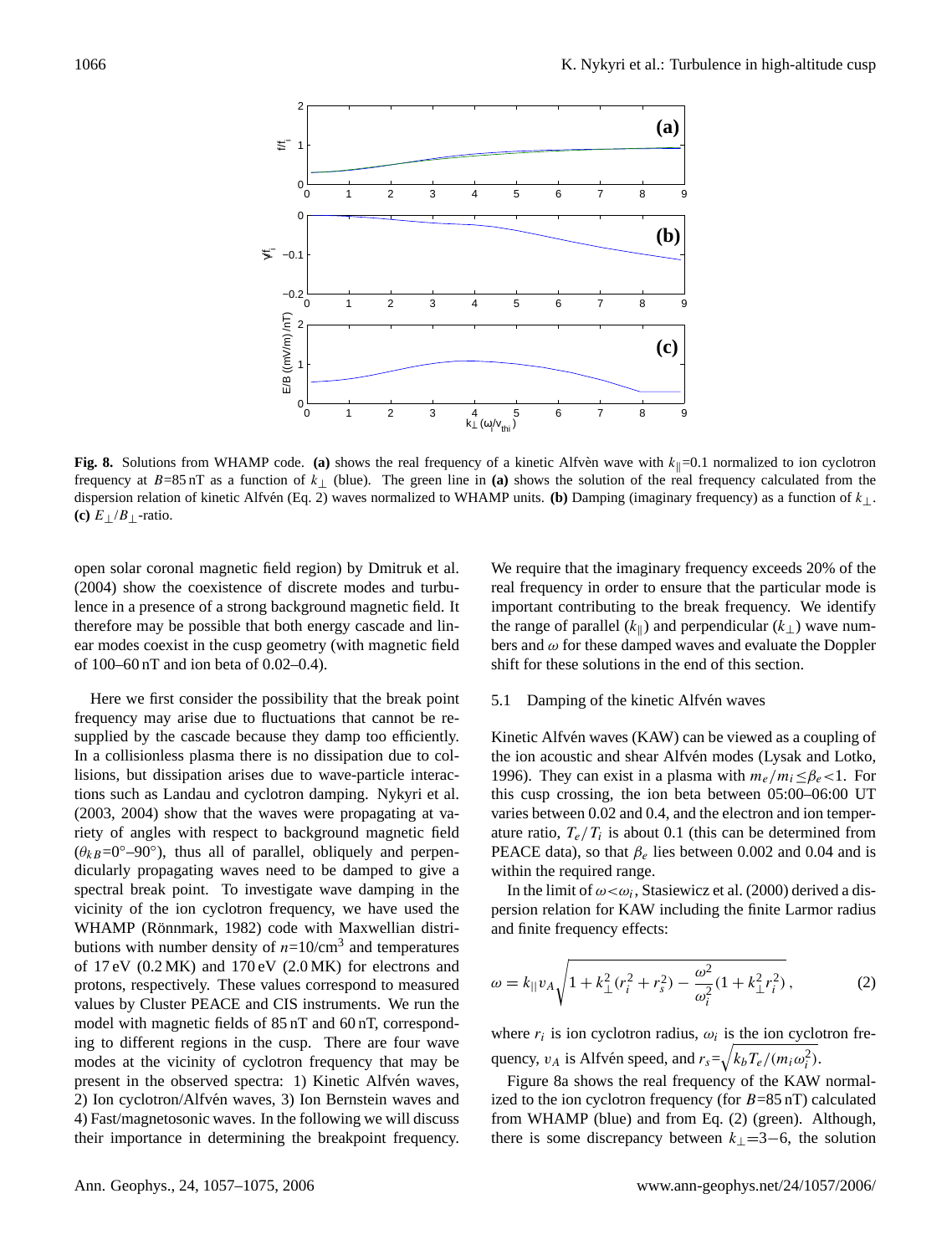(a)

$f/f_i$

2

1

0

0 1 2 3 4 5 6 7 8 9

(b)

$\gamma/f_i$

0

−0.1

−0.2

0 1 2 3 4 5 6 7 8 9

(c)

E/B ((mV/m) /nT)

2

1

0

0 1 2 3 4 5 6 7 8 9

$k_\perp$ ($\omega_i/v_{thi}$)

**Fig. 8.** Solutions from WHAMP code. **(a)** shows the real frequency of a kinetic Alfvèn wave with $k_{\|}$=0.1 normalized to ion cyclotron frequency at $B$=85 nT as a function of $k_\perp$ (blue). The green line in **(a)** shows the solution of the real frequency calculated from the dispersion relation of kinetic Alfvén (Eq. 2) waves normalized to WHAMP units. **(b)** Damping (imaginary frequency) as a function of $k_\perp$. **(c)** $E_\perp/B_\perp$-ratio.

open solar coronal magnetic field region) by Dmitruk et al. (2004) show the coexistence of discrete modes and turbulence in a presence of a strong background magnetic field. It therefore may be possible that both energy cascade and linear modes coexist in the cusp geometry (with magnetic field of 100–60 nT and ion beta of 0.02–0.4).

Here we first consider the possibility that the break point frequency may arise due to fluctuations that cannot be resupplied by the cascade because they damp too efficiently. In a collisionless plasma there is no dissipation due to collisions, but dissipation arises due to wave-particle interactions such as Landau and cyclotron damping. Nykyri et al. (2003, 2004) show that the waves were propagating at variety of angles with respect to background magnetic field ($\theta_{kB}$=0°–90°), thus all of parallel, obliquely and perpendicularly propagating waves need to be damped to give a spectral break point. To investigate wave damping in the vicinity of the ion cyclotron frequency, we have used the WHAMP (Rönnmark, 1982) code with Maxwellian distributions with number density of $n$=10/cm$^3$ and temperatures of 17 eV (0.2 MK) and 170 eV (2.0 MK) for electrons and protons, respectively. These values correspond to measured values by Cluster PEACE and CIS instruments. We run the model with magnetic fields of 85 nT and 60 nT, corresponding to different regions in the cusp. There are four wave modes at the vicinity of cyclotron frequency that may be present in the observed spectra: 1) Kinetic Alfvén waves, 2) Ion cyclotron/Alfvén waves, 3) Ion Bernstein waves and 4) Fast/magnetosonic waves. In the following we will discuss their importance in determining the breakpoint frequency. We require that the imaginary frequency exceeds 20% of the real frequency in order to ensure that the particular mode is important contributing to the break frequency. We identify the range of parallel ($k_{\|}$) and perpendicular ($k_\perp$) wave numbers and $\omega$ for these damped waves and evaluate the Doppler shift for these solutions in the end of this section.

### 5.1 Damping of the kinetic Alfvén waves

Kinetic Alfvén waves (KAW) can be viewed as a coupling of the ion acoustic and shear Alfvén modes (Lysak and Lotko, 1996). They can exist in a plasma with $m_e/m_i \leq \beta_e < 1$. For this cusp crossing, the ion beta between 05:00–06:00 UT varies between 0.02 and 0.4, and the electron and ion temperature ratio, $T_e/T_i$ is about 0.1 (this can be determined from PEACE data), so that $\beta_e$ lies between 0.002 and 0.04 and is within the required range.

In the limit of $\omega < \omega_i$, Stasiewicz et al. (2000) derived a dispersion relation for KAW including the finite Larmor radius and finite frequency effects:

$$\omega = k_{\|} v_A \sqrt{1 + k_\perp^2 (r_i^2 + r_s^2) - \frac{\omega^2}{\omega_i^2}(1 + k_\perp^2 r_i^2)}\,, \qquad (2)$$

where $r_i$ is ion cyclotron radius, $\omega_i$ is the ion cyclotron frequency, $v_A$ is Alfvén speed, and $r_s = \sqrt{k_b T_e/(m_i \omega_i^2)}$.

Figure 8a shows the real frequency of the KAW normalized to the ion cyclotron frequency (for $B$=85 nT) calculated from WHAMP (blue) and from Eq. (2) (green). Although, there is some discrepancy between $k_\perp$=3−6, the solution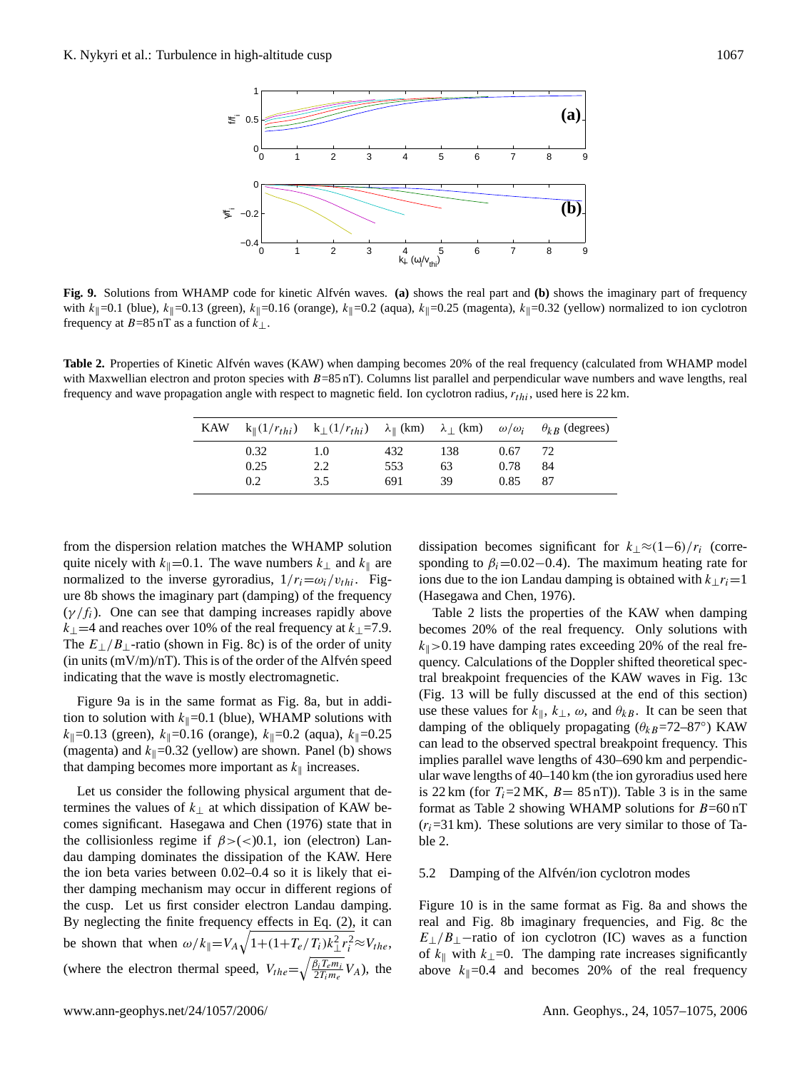1

f/f$_i$ 0.5

0

0 1 2 3 4 5 6 7 8 9

**(a)**

0

γ/f$_i$ −0.2

−0.4

0 1 2 3 4 5 6 7 8 9

k$_\perp$ (ω$_i$/v$_{thi}$)

**(b)**

**Fig. 9.** Solutions from WHAMP code for kinetic Alfvén waves. **(a)** shows the real part and **(b)** shows the imaginary part of frequency with $k_\parallel$=0.1 (blue), $k_\parallel$=0.13 (green), $k_\parallel$=0.16 (orange), $k_\parallel$=0.2 (aqua), $k_\parallel$=0.25 (magenta), $k_\parallel$=0.32 (yellow) normalized to ion cyclotron frequency at $B$=85 nT as a function of $k_\perp$.

**Table 2.** Properties of Kinetic Alfvén waves (KAW) when damping becomes 20% of the real frequency (calculated from WHAMP model with Maxwellian electron and proton species with $B$=85 nT). Columns list parallel and perpendicular wave numbers and wave lengths, real frequency and wave propagation angle with respect to magnetic field. Ion cyclotron radius, $r_{thi}$, used here is 22 km.

| KAW | $k_\parallel(1/r_{thi})$ | $k_\perp(1/r_{thi})$ | $\lambda_\parallel$ (km) | $\lambda_\perp$ (km) | $\omega/\omega_i$ | $\theta_{kB}$ (degrees) |
|---|---|---|---|---|---|---|
| | 0.32 | 1.0 | 432 | 138 | 0.67 | 72 |
| | 0.25 | 2.2 | 553 | 63 | 0.78 | 84 |
| | 0.2 | 3.5 | 691 | 39 | 0.85 | 87 |

from the dispersion relation matches the WHAMP solution quite nicely with $k_\parallel$=0.1. The wave numbers $k_\perp$ and $k_\parallel$ are normalized to the inverse gyroradius, $1/r_i=\omega_i/v_{thi}$. Figure 8b shows the imaginary part (damping) of the frequency ($\gamma/f_i$). One can see that damping increases rapidly above $k_\perp$=4 and reaches over 10% of the real frequency at $k_\perp$=7.9. The $E_\perp/B_\perp$-ratio (shown in Fig. 8c) is of the order of unity (in units (mV/m)/nT). This is of the order of the Alfvén speed indicating that the wave is mostly electromagnetic.

Figure 9a is in the same format as Fig. 8a, but in addition to solution with $k_\parallel$=0.1 (blue), WHAMP solutions with $k_\parallel$=0.13 (green), $k_\parallel$=0.16 (orange), $k_\parallel$=0.2 (aqua), $k_\parallel$=0.25 (magenta) and $k_\parallel$=0.32 (yellow) are shown. Panel (b) shows that damping becomes more important as $k_\parallel$ increases.

Let us consider the following physical argument that determines the values of $k_\perp$ at which dissipation of KAW becomes significant. Hasegawa and Chen (1976) state that in the collisionless regime if $\beta>(<)0.1$, ion (electron) Landau damping dominates the dissipation of the KAW. Here the ion beta varies between 0.02–0.4 so it is likely that either damping mechanism may occur in different regions of the cusp. Let us first consider electron Landau damping. By neglecting the finite frequency effects in Eq. (2), it can be shown that when $\omega/k_\parallel=V_A\sqrt{1+(1+T_e/T_i)k_\perp^2 r_i^2}\approx V_{the}$, (where the electron thermal speed, $V_{the}=\sqrt{\frac{\beta_i T_e m_i}{2T_i m_e}}V_A$), the dissipation becomes significant for $k_\perp\approx(1-6)/r_i$ (corresponding to $\beta_i$=0.02−0.4). The maximum heating rate for ions due to the ion Landau damping is obtained with $k_\perp r_i$=1 (Hasegawa and Chen, 1976).

Table 2 lists the properties of the KAW when damping becomes 20% of the real frequency. Only solutions with $k_\parallel>0.19$ have damping rates exceeding 20% of the real frequency. Calculations of the Doppler shifted theoretical spectral breakpoint frequencies of the KAW waves in Fig. 13c (Fig. 13 will be fully discussed at the end of this section) use these values for $k_\parallel$, $k_\perp$, $\omega$, and $\theta_{kB}$. It can be seen that damping of the obliquely propagating ($\theta_{kB}$=72–87°) KAW can lead to the observed spectral breakpoint frequency. This implies parallel wave lengths of 430–690 km and perpendicular wave lengths of 40–140 km (the ion gyroradius used here is 22 km (for $T_i$=2 MK, $B$= 85 nT)). Table 3 is in the same format as Table 2 showing WHAMP solutions for $B$=60 nT ($r_i$=31 km). These solutions are very similar to those of Table 2.

### 5.2 Damping of the Alfvén/ion cyclotron modes

Figure 10 is in the same format as Fig. 8a and shows the real and Fig. 8b imaginary frequencies, and Fig. 8c the $E_\perp/B_\perp$−ratio of ion cyclotron (IC) waves as a function of $k_\parallel$ with $k_\perp$=0. The damping rate increases significantly above $k_\parallel$=0.4 and becomes 20% of the real frequency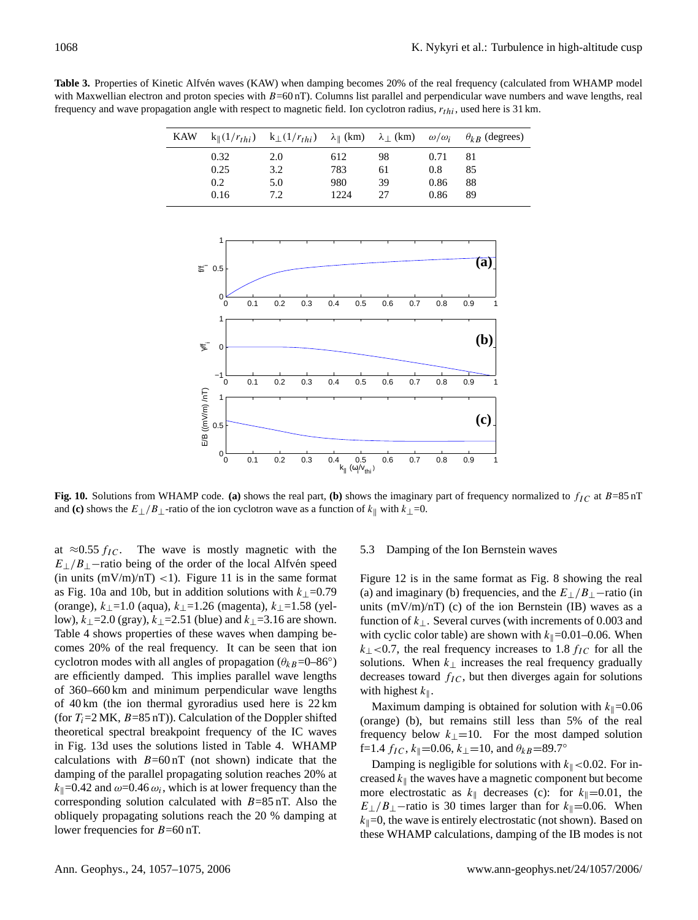**Table 3.** Properties of Kinetic Alfvén waves (KAW) when damping becomes 20% of the real frequency (calculated from WHAMP model with Maxwellian electron and proton species with $B$=60 nT). Columns list parallel and perpendicular wave numbers and wave lengths, real frequency and wave propagation angle with respect to magnetic field. Ion cyclotron radius, $r_{thi}$, used here is 31 km.

| KAW | $k_\parallel (1/r_{thi})$ | $k_\perp (1/r_{thi})$ | $\lambda_\parallel$ (km) | $\lambda_\perp$ (km) | $\omega/\omega_i$ | $\theta_{kB}$ (degrees) |
|---|---|---|---|---|---|---|
| | 0.32 | 2.0 | 612 | 98 | 0.71 | 81 |
| | 0.25 | 3.2 | 783 | 61 | 0.8 | 85 |
| | 0.2 | 5.0 | 980 | 39 | 0.86 | 88 |
| | 0.16 | 7.2 | 1224 | 27 | 0.86 | 89 |

**Fig. 10.** Solutions from WHAMP code. **(a)** shows the real part, **(b)** shows the imaginary part of frequency normalized to $f_{IC}$ at $B$=85 nT and **(c)** shows the $E_\perp/B_\perp$-ratio of the ion cyclotron wave as a function of $k_\parallel$ with $k_\perp$=0.

at $\approx$0.55 $f_{IC}$. The wave is mostly magnetic with the $E_\perp/B_\perp-$ratio being of the order of the local Alfvén speed (in units (mV/m)/nT) <1). Figure 11 is in the same format as Fig. 10a and 10b, but in addition solutions with $k_\perp$=0.79 (orange), $k_\perp$=1.0 (aqua), $k_\perp$=1.26 (magenta), $k_\perp$=1.58 (yellow), $k_\perp$=2.0 (gray), $k_\perp$=2.51 (blue) and $k_\perp$=3.16 are shown. Table 4 shows properties of these waves when damping becomes 20% of the real frequency. It can be seen that ion cyclotron modes with all angles of propagation ($\theta_{kB}$=0–86°) are efficiently damped. This implies parallel wave lengths of 360–660 km and minimum perpendicular wave lengths of 40 km (the ion thermal gyroradius used here is 22 km (for $T_i$=2 MK, $B$=85 nT)). Calculation of the Doppler shifted theoretical spectral breakpoint frequency of the IC waves in Fig. 13d uses the solutions listed in Table 4. WHAMP calculations with $B$=60 nT (not shown) indicate that the damping of the parallel propagating solution reaches 20% at $k_\parallel$=0.42 and $\omega$=0.46 $\omega_i$, which is at lower frequency than the corresponding solution calculated with $B$=85 nT. Also the obliquely propagating solutions reach the 20 % damping at lower frequencies for $B$=60 nT.

### 5.3 Damping of the Ion Bernstein waves

Figure 12 is in the same format as Fig. 8 showing the real (a) and imaginary (b) frequencies, and the $E_\perp/B_\perp-$ratio (in units (mV/m)/nT) (c) of the ion Bernstein (IB) waves as a function of $k_\perp$. Several curves (with increments of 0.003 and with cyclic color table) are shown with $k_\parallel$=0.01–0.06. When $k_\perp$<0.7, the real frequency increases to 1.8 $f_{IC}$ for all the solutions. When $k_\perp$ increases the real frequency gradually decreases toward $f_{IC}$, but then diverges again for solutions with highest $k_\parallel$.

Maximum damping is obtained for solution with $k_\parallel$=0.06 (orange) (b), but remains still less than 5% of the real frequency below $k_\perp$=10. For the most damped solution f=1.4 $f_{IC}$, $k_\parallel$=0.06, $k_\perp$=10, and $\theta_{kB}$=89.7°

Damping is negligible for solutions with $k_\parallel$<0.02. For increased $k_\parallel$ the waves have a magnetic component but become more electrostatic as $k_\parallel$ decreases (c): for $k_\parallel$=0.01, the $E_\perp/B_\perp-$ratio is 30 times larger than for $k_\parallel$=0.06. When $k_\parallel$=0, the wave is entirely electrostatic (not shown). Based on these WHAMP calculations, damping of the IB modes is not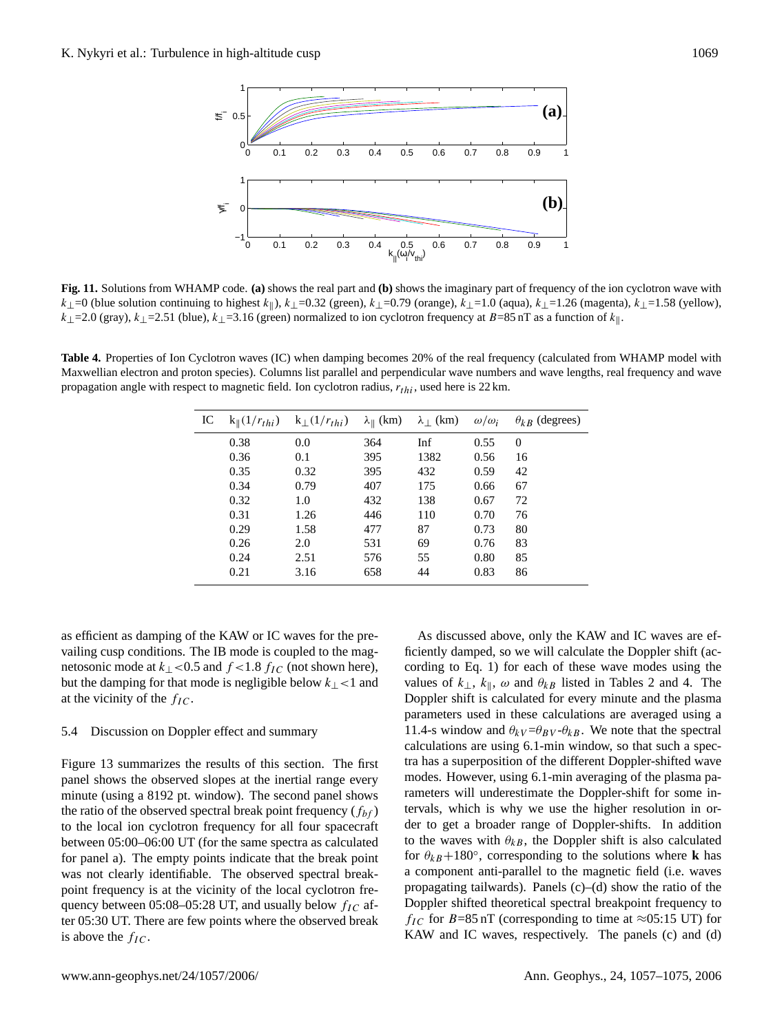1
f/f_i 0.5
0
0 0.1 0.2 0.3 0.4 0.5 0.6 0.7 0.8 0.9 1
(a)

1
γ/f_i 0
−1
0 0.1 0.2 0.3 0.4 0.5 0.6 0.7 0.8 0.9 1
k_||(ω_i/v_thi)
(b)

**Fig. 11.** Solutions from WHAMP code. **(a)** shows the real part and **(b)** shows the imaginary part of frequency of the ion cyclotron wave with $k_\perp$=0 (blue solution continuing to highest $k_\parallel$), $k_\perp$=0.32 (green), $k_\perp$=0.79 (orange), $k_\perp$=1.0 (aqua), $k_\perp$=1.26 (magenta), $k_\perp$=1.58 (yellow), $k_\perp$=2.0 (gray), $k_\perp$=2.51 (blue), $k_\perp$=3.16 (green) normalized to ion cyclotron frequency at $B$=85 nT as a function of $k_\parallel$.

**Table 4.** Properties of Ion Cyclotron waves (IC) when damping becomes 20% of the real frequency (calculated from WHAMP model with Maxwellian electron and proton species). Columns list parallel and perpendicular wave numbers and wave lengths, real frequency and wave propagation angle with respect to magnetic field. Ion cyclotron radius, $r_{thi}$, used here is 22 km.

| IC | $k_\parallel(1/r_{thi})$ | $k_\perp(1/r_{thi})$ | $\lambda_\parallel$ (km) | $\lambda_\perp$ (km) | $\omega/\omega_i$ | $\theta_{kB}$ (degrees) |
|---|---|---|---|---|---|---|
| | 0.38 | 0.0 | 364 | Inf | 0.55 | 0 |
| | 0.36 | 0.1 | 395 | 1382 | 0.56 | 16 |
| | 0.35 | 0.32 | 395 | 432 | 0.59 | 42 |
| | 0.34 | 0.79 | 407 | 175 | 0.66 | 67 |
| | 0.32 | 1.0 | 432 | 138 | 0.67 | 72 |
| | 0.31 | 1.26 | 446 | 110 | 0.70 | 76 |
| | 0.29 | 1.58 | 477 | 87 | 0.73 | 80 |
| | 0.26 | 2.0 | 531 | 69 | 0.76 | 83 |
| | 0.24 | 2.51 | 576 | 55 | 0.80 | 85 |
| | 0.21 | 3.16 | 658 | 44 | 0.83 | 86 |

as efficient as damping of the KAW or IC waves for the prevailing cusp conditions. The IB mode is coupled to the magnetosonic mode at $k_\perp<0.5$ and $f<1.8\,f_{IC}$ (not shown here), but the damping for that mode is negligible below $k_\perp<1$ and at the vicinity of the $f_{IC}$.

### 5.4 Discussion on Doppler effect and summary

Figure 13 summarizes the results of this section. The first panel shows the observed slopes at the inertial range every minute (using a 8192 pt. window). The second panel shows the ratio of the observed spectral break point frequency ($f_{bf}$) to the local ion cyclotron frequency for all four spacecraft between 05:00–06:00 UT (for the same spectra as calculated for panel a). The empty points indicate that the break point was not clearly identifiable. The observed spectral break-point frequency is at the vicinity of the local cyclotron frequency between 05:08–05:28 UT, and usually below $f_{IC}$ after 05:30 UT. There are few points where the observed break is above the $f_{IC}$.

As discussed above, only the KAW and IC waves are efficiently damped, so we will calculate the Doppler shift (according to Eq. 1) for each of these wave modes using the values of $k_\perp$, $k_\parallel$, $\omega$ and $\theta_{kB}$ listed in Tables 2 and 4. The Doppler shift is calculated for every minute and the plasma parameters used in these calculations are averaged using a 11.4-s window and $\theta_{kV}$=$\theta_{BV}$-$\theta_{kB}$. We note that the spectral calculations are using 6.1-min window, so that such a spectra has a superposition of the different Doppler-shifted wave modes. However, using 6.1-min averaging of the plasma parameters will underestimate the Doppler-shift for some intervals, which is why we use the higher resolution in order to get a broader range of Doppler-shifts. In addition to the waves with $\theta_{kB}$, the Doppler shift is also calculated for $\theta_{kB}$+180°, corresponding to the solutions where **k** has a component anti-parallel to the magnetic field (i.e. waves propagating tailwards). Panels (c)–(d) show the ratio of the Doppler shifted theoretical spectral breakpoint frequency to $f_{IC}$ for $B$=85 nT (corresponding to time at ≈05:15 UT) for KAW and IC waves, respectively. The panels (c) and (d)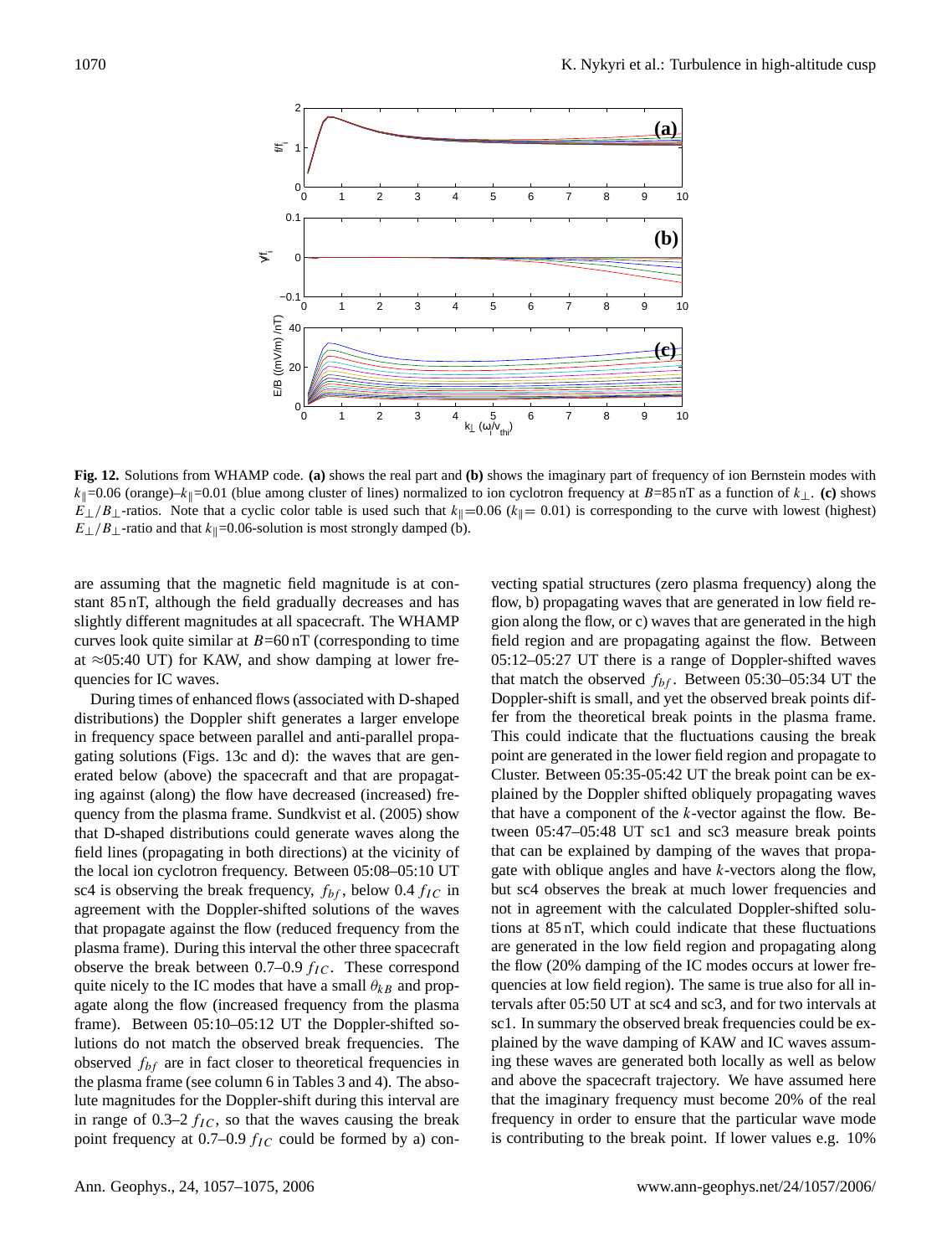(a)

f/f_i

2

1

0

0 1 2 3 4 5 6 7 8 9 10

(b)

γf_i

0.1

0

−0.1

0 1 2 3 4 5 6 7 8 9 10

(c)

E/B ((mV/m) /nT)

40

20

0

0 1 2 3 4 5 6 7 8 9 10

k⊥ (ω_i/v_thi)

**Fig. 12.** Solutions from WHAMP code. **(a)** shows the real part and **(b)** shows the imaginary part of frequency of ion Bernstein modes with $k_\parallel$=0.06 (orange)–$k_\parallel$=0.01 (blue among cluster of lines) normalized to ion cyclotron frequency at $B$=85 nT as a function of $k_\perp$. **(c)** shows $E_\perp/B_\perp$-ratios. Note that a cyclic color table is used such that $k_\parallel$=0.06 ($k_\parallel$= 0.01) is corresponding to the curve with lowest (highest) $E_\perp/B_\perp$-ratio and that $k_\parallel$=0.06-solution is most strongly damped (b).

are assuming that the magnetic field magnitude is at constant 85 nT, although the field gradually decreases and has slightly different magnitudes at all spacecraft. The WHAMP curves look quite similar at $B$=60 nT (corresponding to time at ≈05:40 UT) for KAW, and show damping at lower frequencies for IC waves.

During times of enhanced flows (associated with D-shaped distributions) the Doppler shift generates a larger envelope in frequency space between parallel and anti-parallel propagating solutions (Figs. 13c and d): the waves that are generated below (above) the spacecraft and that are propagating against (along) the flow have decreased (increased) frequency from the plasma frame. Sundkvist et al. (2005) show that D-shaped distributions could generate waves along the field lines (propagating in both directions) at the vicinity of the local ion cyclotron frequency. Between 05:08–05:10 UT sc4 is observing the break frequency, $f_{bf}$, below 0.4 $f_{IC}$ in agreement with the Doppler-shifted solutions of the waves that propagate against the flow (reduced frequency from the plasma frame). During this interval the other three spacecraft observe the break between 0.7–0.9 $f_{IC}$. These correspond quite nicely to the IC modes that have a small $\theta_{kB}$ and propagate along the flow (increased frequency from the plasma frame). Between 05:10–05:12 UT the Doppler-shifted solutions do not match the observed break frequencies. The observed $f_{bf}$ are in fact closer to theoretical frequencies in the plasma frame (see column 6 in Tables 3 and 4). The absolute magnitudes for the Doppler-shift during this interval are in range of 0.3–2 $f_{IC}$, so that the waves causing the break point frequency at 0.7–0.9 $f_{IC}$ could be formed by a) convecting spatial structures (zero plasma frequency) along the flow, b) propagating waves that are generated in low field region along the flow, or c) waves that are generated in the high field region and are propagating against the flow. Between 05:12–05:27 UT there is a range of Doppler-shifted waves that match the observed $f_{bf}$. Between 05:30–05:34 UT the Doppler-shift is small, and yet the observed break points differ from the theoretical break points in the plasma frame. This could indicate that the fluctuations causing the break point are generated in the lower field region and propagate to Cluster. Between 05:35-05:42 UT the break point can be explained by the Doppler shifted obliquely propagating waves that have a component of the $k$-vector against the flow. Between 05:47–05:48 UT sc1 and sc3 measure break points that can be explained by damping of the waves that propagate with oblique angles and have $k$-vectors along the flow, but sc4 observes the break at much lower frequencies and not in agreement with the calculated Doppler-shifted solutions at 85 nT, which could indicate that these fluctuations are generated in the low field region and propagating along the flow (20% damping of the IC modes occurs at lower frequencies at low field region). The same is true also for all intervals after 05:50 UT at sc4 and sc3, and for two intervals at sc1. In summary the observed break frequencies could be explained by the wave damping of KAW and IC waves assuming these waves are generated both locally as well as below and above the spacecraft trajectory. We have assumed here that the imaginary frequency must become 20% of the real frequency in order to ensure that the particular wave mode is contributing to the break point. If lower values e.g. 10%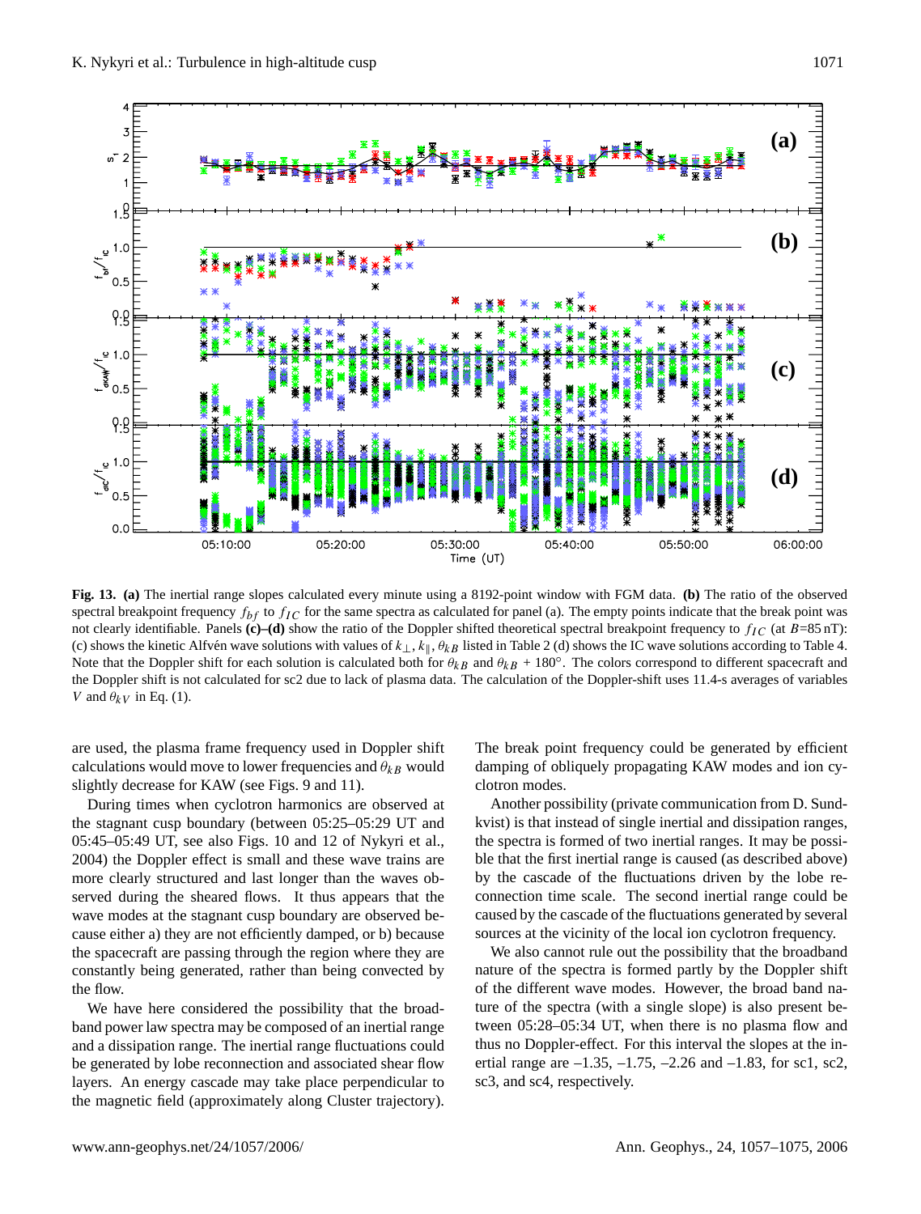(a)

(b)

(c)

(d)

Time (UT)

05:10:00 05:20:00 05:30:00 05:40:00 05:50:00 06:00:00

**Fig. 13. (a)** The inertial range slopes calculated every minute using a 8192-point window with FGM data. **(b)** The ratio of the observed spectral breakpoint frequency $f_{bf}$ to $f_{IC}$ for the same spectra as calculated for panel (a). The empty points indicate that the break point was not clearly identifiable. Panels **(c)–(d)** show the ratio of the Doppler shifted theoretical spectral breakpoint frequency to $f_{IC}$ (at $B$=85 nT): (c) shows the kinetic Alfvén wave solutions with values of $k_\perp$, $k_\parallel$, $\theta_{kB}$ listed in Table 2 (d) shows the IC wave solutions according to Table 4. Note that the Doppler shift for each solution is calculated both for $\theta_{kB}$ and $\theta_{kB}$ + 180°. The colors correspond to different spacecraft and the Doppler shift is not calculated for sc2 due to lack of plasma data. The calculation of the Doppler-shift uses 11.4-s averages of variables $V$ and $\theta_{kV}$ in Eq. (1).

are used, the plasma frame frequency used in Doppler shift calculations would move to lower frequencies and $\theta_{kB}$ would slightly decrease for KAW (see Figs. 9 and 11).

During times when cyclotron harmonics are observed at the stagnant cusp boundary (between 05:25–05:29 UT and 05:45–05:49 UT, see also Figs. 10 and 12 of Nykyri et al., 2004) the Doppler effect is small and these wave trains are more clearly structured and last longer than the waves observed during the sheared flows. It thus appears that the wave modes at the stagnant cusp boundary are observed because either a) they are not efficiently damped, or b) because the spacecraft are passing through the region where they are constantly being generated, rather than being convected by the flow.

We have here considered the possibility that the broadband power law spectra may be composed of an inertial range and a dissipation range. The inertial range fluctuations could be generated by lobe reconnection and associated shear flow layers. An energy cascade may take place perpendicular to the magnetic field (approximately along Cluster trajectory). The break point frequency could be generated by efficient damping of obliquely propagating KAW modes and ion cyclotron modes.

Another possibility (private communication from D. Sundkvist) is that instead of single inertial and dissipation ranges, the spectra is formed of two inertial ranges. It may be possible that the first inertial range is caused (as described above) by the cascade of the fluctuations driven by the lobe reconnection time scale. The second inertial range could be caused by the cascade of the fluctuations generated by several sources at the vicinity of the local ion cyclotron frequency.

We also cannot rule out the possibility that the broadband nature of the spectra is formed partly by the Doppler shift of the different wave modes. However, the broad band nature of the spectra (with a single slope) is also present between 05:28–05:34 UT, when there is no plasma flow and thus no Doppler-effect. For this interval the slopes at the inertial range are –1.35, –1.75, –2.26 and –1.83, for sc1, sc2, sc3, and sc4, respectively.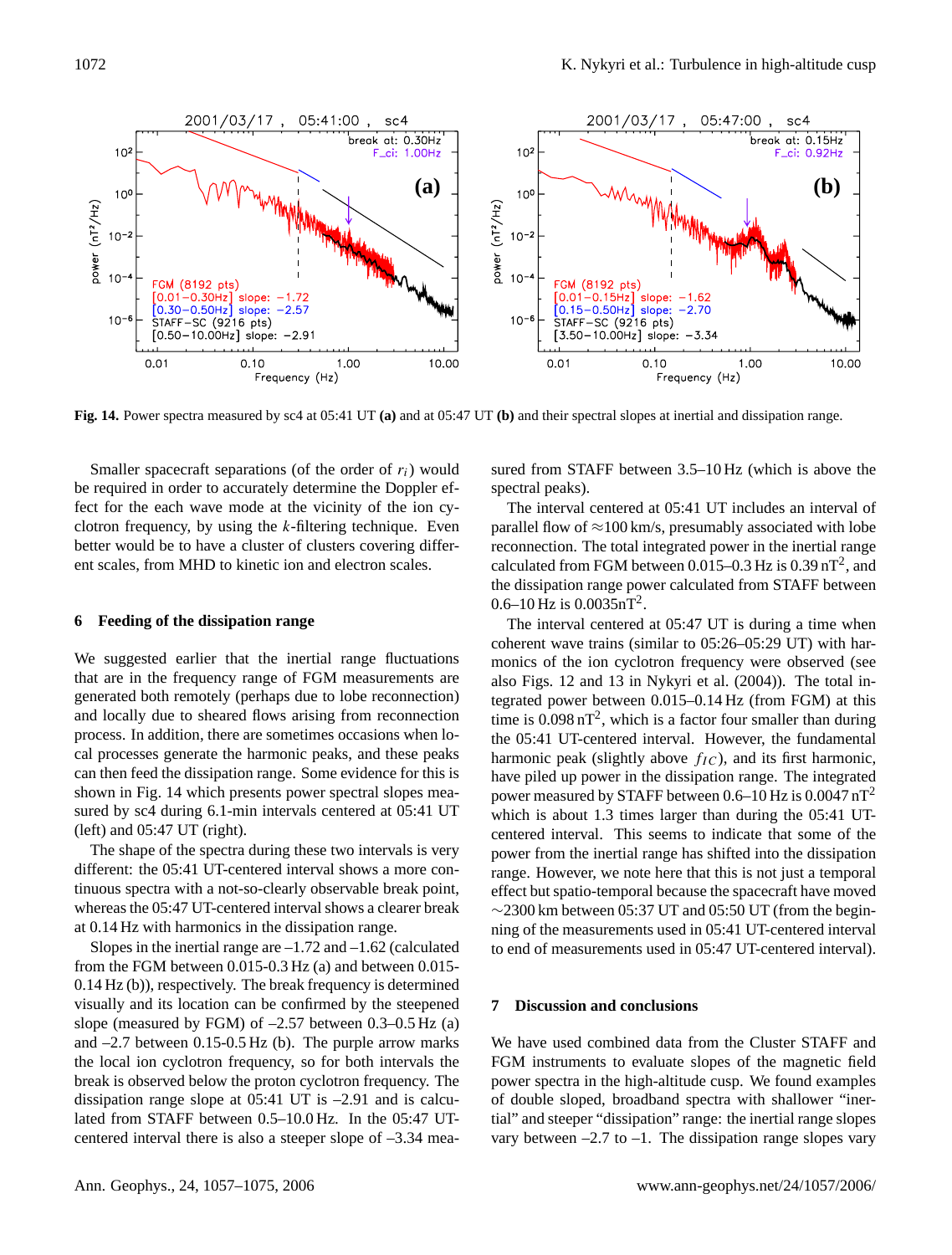2001/03/17 , 05:41:00 , sc4

break at: 0.30Hz

F_ci: 1.00Hz

(a)

power (nT²/Hz)

FGM (8192 pts)

[0.01−0.30Hz] slope: −1.72

[0.30−0.50Hz] slope: −2.57

STAFF−SC (9216 pts)

[0.50−10.00Hz] slope: −2.91

Frequency (Hz)

2001/03/17 , 05:47:00 , sc4

break at: 0.15Hz

F_ci: 0.92Hz

(b)

power (nT²/Hz)

FGM (8192 pts)

[0.01−0.15Hz] slope: −1.62

[0.15−0.50Hz] slope: −2.70

STAFF−SC (9216 pts)

[3.50−10.00Hz] slope: −3.34

Frequency (Hz)

**Fig. 14.** Power spectra measured by sc4 at 05:41 UT **(a)** and at 05:47 UT **(b)** and their spectral slopes at inertial and dissipation range.

Smaller spacecraft separations (of the order of $r_i$) would be required in order to accurately determine the Doppler effect for the each wave mode at the vicinity of the ion cyclotron frequency, by using the $k$-filtering technique. Even better would be to have a cluster of clusters covering different scales, from MHD to kinetic ion and electron scales.

## 6 Feeding of the dissipation range

We suggested earlier that the inertial range fluctuations that are in the frequency range of FGM measurements are generated both remotely (perhaps due to lobe reconnection) and locally due to sheared flows arising from reconnection process. In addition, there are sometimes occasions when local processes generate the harmonic peaks, and these peaks can then feed the dissipation range. Some evidence for this is shown in Fig. 14 which presents power spectral slopes measured by sc4 during 6.1-min intervals centered at 05:41 UT (left) and 05:47 UT (right).

The shape of the spectra during these two intervals is very different: the 05:41 UT-centered interval shows a more continuous spectra with a not-so-clearly observable break point, whereas the 05:47 UT-centered interval shows a clearer break at 0.14 Hz with harmonics in the dissipation range.

Slopes in the inertial range are –1.72 and –1.62 (calculated from the FGM between 0.015-0.3 Hz (a) and between 0.015-0.14 Hz (b)), respectively. The break frequency is determined visually and its location can be confirmed by the steepened slope (measured by FGM) of –2.57 between 0.3–0.5 Hz (a) and –2.7 between 0.15-0.5 Hz (b). The purple arrow marks the local ion cyclotron frequency, so for both intervals the break is observed below the proton cyclotron frequency. The dissipation range slope at 05:41 UT is –2.91 and is calculated from STAFF between 0.5–10.0 Hz. In the 05:47 UT-centered interval there is also a steeper slope of –3.34 measured from STAFF between 3.5–10 Hz (which is above the spectral peaks).

The interval centered at 05:41 UT includes an interval of parallel flow of ≈100 km/s, presumably associated with lobe reconnection. The total integrated power in the inertial range calculated from FGM between 0.015–0.3 Hz is 0.39 nT$^2$, and the dissipation range power calculated from STAFF between 0.6–10 Hz is 0.0035nT$^2$.

The interval centered at 05:47 UT is during a time when coherent wave trains (similar to 05:26–05:29 UT) with harmonics of the ion cyclotron frequency were observed (see also Figs. 12 and 13 in Nykyri et al. (2004)). The total integrated power between 0.015–0.14 Hz (from FGM) at this time is 0.098 nT$^2$, which is a factor four smaller than during the 05:41 UT-centered interval. However, the fundamental harmonic peak (slightly above $f_{IC}$), and its first harmonic, have piled up power in the dissipation range. The integrated power measured by STAFF between 0.6–10 Hz is 0.0047 nT$^2$ which is about 1.3 times larger than during the 05:41 UT-centered interval. This seems to indicate that some of the power from the inertial range has shifted into the dissipation range. However, we note here that this is not just a temporal effect but spatio-temporal because the spacecraft have moved ~2300 km between 05:37 UT and 05:50 UT (from the beginning of the measurements used in 05:41 UT-centered interval to end of measurements used in 05:47 UT-centered interval).

## 7 Discussion and conclusions

We have used combined data from the Cluster STAFF and FGM instruments to evaluate slopes of the magnetic field power spectra in the high-altitude cusp. We found examples of double sloped, broadband spectra with shallower "inertial" and steeper "dissipation" range: the inertial range slopes vary between –2.7 to –1. The dissipation range slopes vary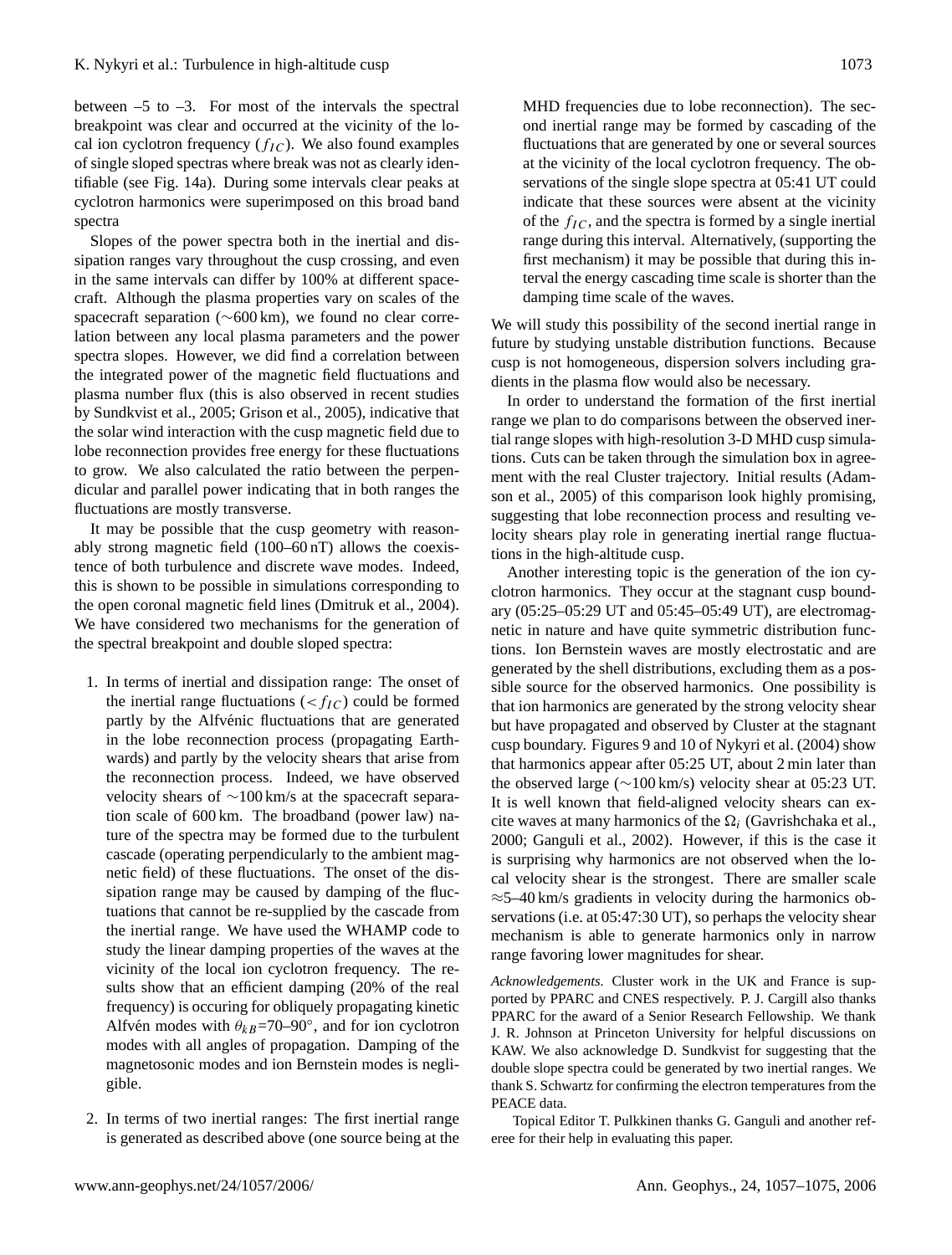between –5 to –3. For most of the intervals the spectral breakpoint was clear and occurred at the vicinity of the local ion cyclotron frequency ($f_{IC}$). We also found examples of single sloped spectras where break was not as clearly identifiable (see Fig. 14a). During some intervals clear peaks at cyclotron harmonics were superimposed on this broad band spectra

Slopes of the power spectra both in the inertial and dissipation ranges vary throughout the cusp crossing, and even in the same intervals can differ by 100% at different spacecraft. Although the plasma properties vary on scales of the spacecraft separation (∼600 km), we found no clear correlation between any local plasma parameters and the power spectra slopes. However, we did find a correlation between the integrated power of the magnetic field fluctuations and plasma number flux (this is also observed in recent studies by Sundkvist et al., 2005; Grison et al., 2005), indicative that the solar wind interaction with the cusp magnetic field due to lobe reconnection provides free energy for these fluctuations to grow. We also calculated the ratio between the perpendicular and parallel power indicating that in both ranges the fluctuations are mostly transverse.

It may be possible that the cusp geometry with reasonably strong magnetic field (100–60 nT) allows the coexistence of both turbulence and discrete wave modes. Indeed, this is shown to be possible in simulations corresponding to the open coronal magnetic field lines (Dmitruk et al., 2004). We have considered two mechanisms for the generation of the spectral breakpoint and double sloped spectra:

1. In terms of inertial and dissipation range: The onset of the inertial range fluctuations ($<f_{IC}$) could be formed partly by the Alfvénic fluctuations that are generated in the lobe reconnection process (propagating Earthwards) and partly by the velocity shears that arise from the reconnection process. Indeed, we have observed velocity shears of ∼100 km/s at the spacecraft separation scale of 600 km. The broadband (power law) nature of the spectra may be formed due to the turbulent cascade (operating perpendicularly to the ambient magnetic field) of these fluctuations. The onset of the dissipation range may be caused by damping of the fluctuations that cannot be re-supplied by the cascade from the inertial range. We have used the WHAMP code to study the linear damping properties of the waves at the vicinity of the local ion cyclotron frequency. The results show that an efficient damping (20% of the real frequency) is occuring for obliquely propagating kinetic Alfvén modes with $\theta_{kB}$=70–90°, and for ion cyclotron modes with all angles of propagation. Damping of the magnetosonic modes and ion Bernstein modes is negligible.

2. In terms of two inertial ranges: The first inertial range is generated as described above (one source being at the MHD frequencies due to lobe reconnection). The second inertial range may be formed by cascading of the fluctuations that are generated by one or several sources at the vicinity of the local cyclotron frequency. The observations of the single slope spectra at 05:41 UT could indicate that these sources were absent at the vicinity of the $f_{IC}$, and the spectra is formed by a single inertial range during this interval. Alternatively, (supporting the first mechanism) it may be possible that during this interval the energy cascading time scale is shorter than the damping time scale of the waves.

We will study this possibility of the second inertial range in future by studying unstable distribution functions. Because cusp is not homogeneous, dispersion solvers including gradients in the plasma flow would also be necessary.

In order to understand the formation of the first inertial range we plan to do comparisons between the observed inertial range slopes with high-resolution 3-D MHD cusp simulations. Cuts can be taken through the simulation box in agreement with the real Cluster trajectory. Initial results (Adamson et al., 2005) of this comparison look highly promising, suggesting that lobe reconnection process and resulting velocity shears play role in generating inertial range fluctuations in the high-altitude cusp.

Another interesting topic is the generation of the ion cyclotron harmonics. They occur at the stagnant cusp boundary (05:25–05:29 UT and 05:45–05:49 UT), are electromagnetic in nature and have quite symmetric distribution functions. Ion Bernstein waves are mostly electrostatic and are generated by the shell distributions, excluding them as a possible source for the observed harmonics. One possibility is that ion harmonics are generated by the strong velocity shear but have propagated and observed by Cluster at the stagnant cusp boundary. Figures 9 and 10 of Nykyri et al. (2004) show that harmonics appear after 05:25 UT, about 2 min later than the observed large (∼100 km/s) velocity shear at 05:23 UT. It is well known that field-aligned velocity shears can excite waves at many harmonics of the $\Omega_i$ (Gavrishchaka et al., 2000; Ganguli et al., 2002). However, if this is the case it is surprising why harmonics are not observed when the local velocity shear is the strongest. There are smaller scale ≈5–40 km/s gradients in velocity during the harmonics observations (i.e. at 05:47:30 UT), so perhaps the velocity shear mechanism is able to generate harmonics only in narrow range favoring lower magnitudes for shear.

*Acknowledgements.* Cluster work in the UK and France is supported by PPARC and CNES respectively. P. J. Cargill also thanks PPARC for the award of a Senior Research Fellowship. We thank J. R. Johnson at Princeton University for helpful discussions on KAW. We also acknowledge D. Sundkvist for suggesting that the double slope spectra could be generated by two inertial ranges. We thank S. Schwartz for confirming the electron temperatures from the PEACE data.

Topical Editor T. Pulkkinen thanks G. Ganguli and another referee for their help in evaluating this paper.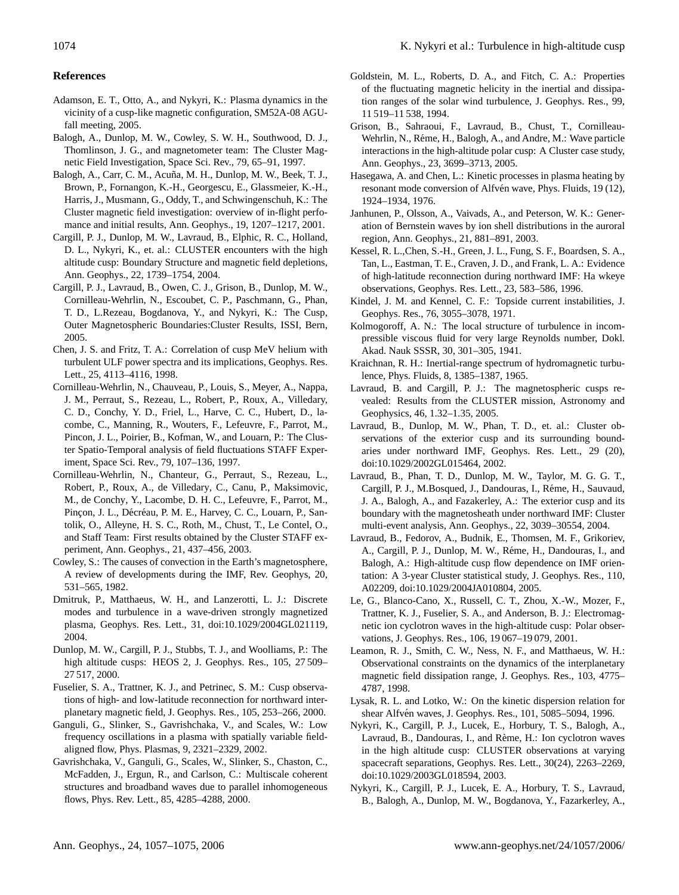## References

Adamson, E. T., Otto, A., and Nykyri, K.: Plasma dynamics in the vicinity of a cusp-like magnetic configuration, SM52A-08 AGU-fall meeting, 2005.

Balogh, A., Dunlop, M. W., Cowley, S. W. H., Southwood, D. J., Thomlinson, J. G., and magnetometer team: The Cluster Magnetic Field Investigation, Space Sci. Rev., 79, 65–91, 1997.

Balogh, A., Carr, C. M., Acuña, M. H., Dunlop, M. W., Beek, T. J., Brown, P., Fornangon, K.-H., Georgescu, E., Glassmeier, K.-H., Harris, J., Musmann, G., Oddy, T., and Schwingenschuh, K.: The Cluster magnetic field investigation: overview of in-flight perfomance and initial results, Ann. Geophys., 19, 1207–1217, 2001.

Cargill, P. J., Dunlop, M. W., Lavraud, B., Elphic, R. C., Holland, D. L., Nykyri, K., et. al.: CLUSTER encounters with the high altitude cusp: Boundary Structure and magnetic field depletions, Ann. Geophys., 22, 1739–1754, 2004.

Cargill, P. J., Lavraud, B., Owen, C. J., Grison, B., Dunlop, M. W., Cornilleau-Wehrlin, N., Escoubet, C. P., Paschmann, G., Phan, T. D., L.Rezeau, Bogdanova, Y., and Nykyri, K.: The Cusp, Outer Magnetospheric Boundaries:Cluster Results, ISSI, Bern, 2005.

Chen, J. S. and Fritz, T. A.: Correlation of cusp MeV helium with turbulent ULF power spectra and its implications, Geophys. Res. Lett., 25, 4113–4116, 1998.

Cornilleau-Wehrlin, N., Chauveau, P., Louis, S., Meyer, A., Nappa, J. M., Perraut, S., Rezeau, L., Robert, P., Roux, A., Villedary, C. D., Conchy, Y. D., Friel, L., Harve, C. C., Hubert, D., lacombe, C., Manning, R., Wouters, F., Lefeuvre, F., Parrot, M., Pincon, J. L., Poirier, B., Kofman, W., and Louarn, P.: The Cluster Spatio-Temporal analysis of field fluctuations STAFF Experiment, Space Sci. Rev., 79, 107–136, 1997.

Cornilleau-Wehrlin, N., Chanteur, G., Perraut, S., Rezeau, L., Robert, P., Roux, A., de Villedary, C., Canu, P., Maksimovic, M., de Conchy, Y., Lacombe, D. H. C., Lefeuvre, F., Parrot, M., Pinçon, J. L., Décréau, P. M. E., Harvey, C. C., Louarn, P., Santolik, O., Alleyne, H. S. C., Roth, M., Chust, T., Le Contel, O., and Staff Team: First results obtained by the Cluster STAFF experiment, Ann. Geophys., 21, 437–456, 2003.

Cowley, S.: The causes of convection in the Earth's magnetosphere, A review of developments during the IMF, Rev. Geophys, 20, 531–565, 1982.

Dmitruk, P., Matthaeus, W. H., and Lanzerotti, L. J.: Discrete modes and turbulence in a wave-driven strongly magnetized plasma, Geophys. Res. Lett., 31, doi:10.1029/2004GL021119, 2004.

Dunlop, M. W., Cargill, P. J., Stubbs, T. J., and Woolliams, P.: The high altitude cusps: HEOS 2, J. Geophys. Res., 105, 27 509–27 517, 2000.

Fuselier, S. A., Trattner, K. J., and Petrinec, S. M.: Cusp observations of high- and low-latitude reconnection for northward interplanetary magnetic field, J. Geophys. Res., 105, 253–266, 2000.

Ganguli, G., Slinker, S., Gavrishchaka, V., and Scales, W.: Low frequency oscillations in a plasma with spatially variable field-aligned flow, Phys. Plasmas, 9, 2321–2329, 2002.

Gavrishchaka, V., Ganguli, G., Scales, W., Slinker, S., Chaston, C., McFadden, J., Ergun, R., and Carlson, C.: Multiscale coherent structures and broadband waves due to parallel inhomogeneous flows, Phys. Rev. Lett., 85, 4285–4288, 2000.

Goldstein, M. L., Roberts, D. A., and Fitch, C. A.: Properties of the fluctuating magnetic helicity in the inertial and dissipation ranges of the solar wind turbulence, J. Geophys. Res., 99, 11 519–11 538, 1994.

Grison, B., Sahraoui, F., Lavraud, B., Chust, T., Cornilleau-Wehrlin, N., Réme, H., Balogh, A., and Andre, M.: Wave particle interactions in the high-altitude polar cusp: A Cluster case study, Ann. Geophys., 23, 3699–3713, 2005.

Hasegawa, A. and Chen, L.: Kinetic processes in plasma heating by resonant mode conversion of Alfvén wave, Phys. Fluids, 19 (12), 1924–1934, 1976.

Janhunen, P., Olsson, A., Vaivads, A., and Peterson, W. K.: Generation of Bernstein waves by ion shell distributions in the auroral region, Ann. Geophys., 21, 881–891, 2003.

Kessel, R. L.,Chen, S.-H., Green, J. L., Fung, S. F., Boardsen, S. A., Tan, L., Eastman, T. E., Craven, J. D., and Frank, L. A.: Evidence of high-latitude reconnection during northward IMF: Ha wkeye observations, Geophys. Res. Lett., 23, 583–586, 1996.

Kindel, J. M. and Kennel, C. F.: Topside current instabilities, J. Geophys. Res., 76, 3055–3078, 1971.

Kolmogoroff, A. N.: The local structure of turbulence in incompressible viscous fluid for very large Reynolds number, Dokl. Akad. Nauk SSSR, 30, 301–305, 1941.

Kraichnan, R. H.: Inertial-range spectrum of hydromagnetic turbulence, Phys. Fluids, 8, 1385–1387, 1965.

Lavraud, B. and Cargill, P. J.: The magnetospheric cusps revealed: Results from the CLUSTER mission, Astronomy and Geophysics, 46, 1.32–1.35, 2005.

Lavraud, B., Dunlop, M. W., Phan, T. D., et. al.: Cluster observations of the exterior cusp and its surrounding boundaries under northward IMF, Geophys. Res. Lett., 29 (20), doi:10.1029/2002GL015464, 2002.

Lavraud, B., Phan, T. D., Dunlop, M. W., Taylor, M. G. G. T., Cargill, P. J., M.Bosqued, J., Dandouras, I., Réme, H., Sauvaud, J. A., Balogh, A., and Fazakerley, A.: The exterior cusp and its boundary with the magnetosheath under northward IMF: Cluster multi-event analysis, Ann. Geophys., 22, 3039–30554, 2004.

Lavraud, B., Fedorov, A., Budnik, E., Thomsen, M. F., Grikoriev, A., Cargill, P. J., Dunlop, M. W., Réme, H., Dandouras, I., and Balogh, A.: High-altitude cusp flow dependence on IMF orientation: A 3-year Cluster statistical study, J. Geophys. Res., 110, A02209, doi:10.1029/2004JA010804, 2005.

Le, G., Blanco-Cano, X., Russell, C. T., Zhou, X.-W., Mozer, F., Trattner, K. J., Fuselier, S. A., and Anderson, B. J.: Electromagnetic ion cyclotron waves in the high-altitude cusp: Polar observations, J. Geophys. Res., 106, 19 067–19 079, 2001.

Leamon, R. J., Smith, C. W., Ness, N. F., and Matthaeus, W. H.: Observational constraints on the dynamics of the interplanetary magnetic field dissipation range, J. Geophys. Res., 103, 4775–4787, 1998.

Lysak, R. L. and Lotko, W.: On the kinetic dispersion relation for shear Alfvén waves, J. Geophys. Res., 101, 5085–5094, 1996.

Nykyri, K., Cargill, P. J., Lucek, E., Horbury, T. S., Balogh, A., Lavraud, B., Dandouras, I., and Rème, H.: Ion cyclotron waves in the high altitude cusp: CLUSTER observations at varying spacecraft separations, Geophys. Res. Lett., 30(24), 2263–2269, doi:10.1029/2003GL018594, 2003.

Nykyri, K., Cargill, P. J., Lucek, E. A., Horbury, T. S., Lavraud, B., Balogh, A., Dunlop, M. W., Bogdanova, Y., Fazarkerley, A.,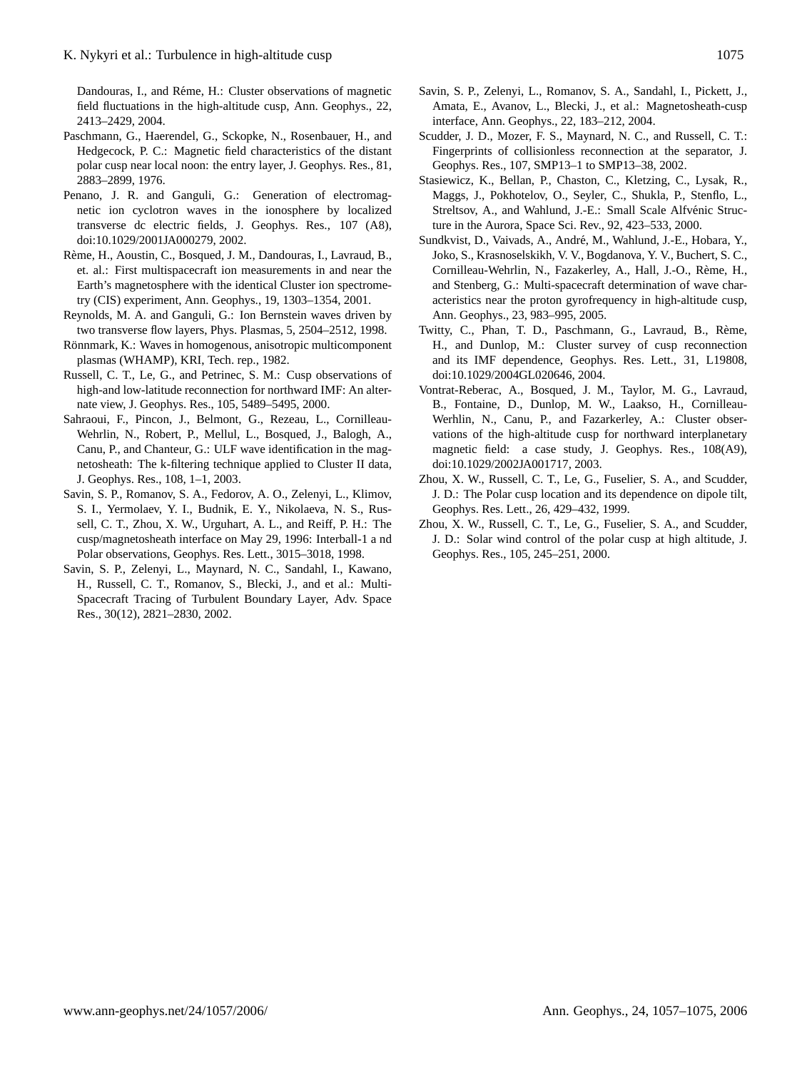Dandouras, I., and Réme, H.: Cluster observations of magnetic field fluctuations in the high-altitude cusp, Ann. Geophys., 22, 2413–2429, 2004.

Paschmann, G., Haerendel, G., Sckopke, N., Rosenbauer, H., and Hedgecock, P. C.: Magnetic field characteristics of the distant polar cusp near local noon: the entry layer, J. Geophys. Res., 81, 2883–2899, 1976.

Penano, J. R. and Ganguli, G.: Generation of electromagnetic ion cyclotron waves in the ionosphere by localized transverse dc electric fields, J. Geophys. Res., 107 (A8), doi:10.1029/2001JA000279, 2002.

Rème, H., Aoustin, C., Bosqued, J. M., Dandouras, I., Lavraud, B., et. al.: First multispacecraft ion measurements in and near the Earth's magnetosphere with the identical Cluster ion spectrometry (CIS) experiment, Ann. Geophys., 19, 1303–1354, 2001.

Reynolds, M. A. and Ganguli, G.: Ion Bernstein waves driven by two transverse flow layers, Phys. Plasmas, 5, 2504–2512, 1998.

Rönnmark, K.: Waves in homogenous, anisotropic multicomponent plasmas (WHAMP), KRI, Tech. rep., 1982.

Russell, C. T., Le, G., and Petrinec, S. M.: Cusp observations of high-and low-latitude reconnection for northward IMF: An alternate view, J. Geophys. Res., 105, 5489–5495, 2000.

Sahraoui, F., Pincon, J., Belmont, G., Rezeau, L., Cornilleau-Wehrlin, N., Robert, P., Mellul, L., Bosqued, J., Balogh, A., Canu, P., and Chanteur, G.: ULF wave identification in the magnetosheath: The k-filtering technique applied to Cluster II data, J. Geophys. Res., 108, 1–1, 2003.

Savin, S. P., Romanov, S. A., Fedorov, A. O., Zelenyi, L., Klimov, S. I., Yermolaev, Y. I., Budnik, E. Y., Nikolaeva, N. S., Russell, C. T., Zhou, X. W., Urguhart, A. L., and Reiff, P. H.: The cusp/magnetosheath interface on May 29, 1996: Interball-1 a nd Polar observations, Geophys. Res. Lett., 3015–3018, 1998.

Savin, S. P., Zelenyi, L., Maynard, N. C., Sandahl, I., Kawano, H., Russell, C. T., Romanov, S., Blecki, J., and et al.: Multi-Spacecraft Tracing of Turbulent Boundary Layer, Adv. Space Res., 30(12), 2821–2830, 2002.

Savin, S. P., Zelenyi, L., Romanov, S. A., Sandahl, I., Pickett, J., Amata, E., Avanov, L., Blecki, J., et al.: Magnetosheath-cusp interface, Ann. Geophys., 22, 183–212, 2004.

Scudder, J. D., Mozer, F. S., Maynard, N. C., and Russell, C. T.: Fingerprints of collisionless reconnection at the separator, J. Geophys. Res., 107, SMP13–1 to SMP13–38, 2002.

Stasiewicz, K., Bellan, P., Chaston, C., Kletzing, C., Lysak, R., Maggs, J., Pokhotelov, O., Seyler, C., Shukla, P., Stenflo, L., Streltsov, A., and Wahlund, J.-E.: Small Scale Alfvénic Structure in the Aurora, Space Sci. Rev., 92, 423–533, 2000.

Sundkvist, D., Vaivads, A., André, M., Wahlund, J.-E., Hobara, Y., Joko, S., Krasnoselskikh, V. V., Bogdanova, Y. V., Buchert, S. C., Cornilleau-Wehrlin, N., Fazakerley, A., Hall, J.-O., Rème, H., and Stenberg, G.: Multi-spacecraft determination of wave characteristics near the proton gyrofrequency in high-altitude cusp, Ann. Geophys., 23, 983–995, 2005.

Twitty, C., Phan, T. D., Paschmann, G., Lavraud, B., Rème, H., and Dunlop, M.: Cluster survey of cusp reconnection and its IMF dependence, Geophys. Res. Lett., 31, L19808, doi:10.1029/2004GL020646, 2004.

Vontrat-Reberac, A., Bosqued, J. M., Taylor, M. G., Lavraud, B., Fontaine, D., Dunlop, M. W., Laakso, H., Cornilleau-Werhlin, N., Canu, P., and Fazarkerley, A.: Cluster observations of the high-altitude cusp for northward interplanetary magnetic field: a case study, J. Geophys. Res., 108(A9), doi:10.1029/2002JA001717, 2003.

Zhou, X. W., Russell, C. T., Le, G., Fuselier, S. A., and Scudder, J. D.: The Polar cusp location and its dependence on dipole tilt, Geophys. Res. Lett., 26, 429–432, 1999.

Zhou, X. W., Russell, C. T., Le, G., Fuselier, S. A., and Scudder, J. D.: Solar wind control of the polar cusp at high altitude, J. Geophys. Res., 105, 245–251, 2000.